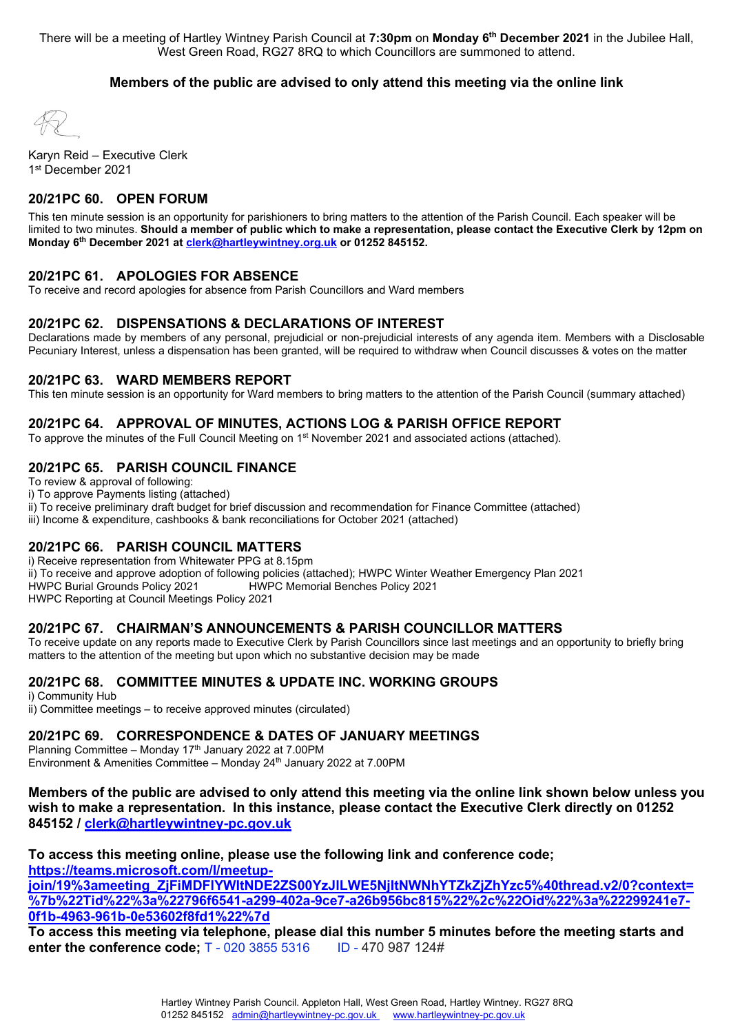There will be a meeting of Hartley Wintney Parish Council at **7:30pm** on **Monday 6th December 2021** in the Jubilee Hall, West Green Road, RG27 8RQ to which Councillors are summoned to attend.

**Members of the public are advised to only attend this meeting via the online link**

Karyn Reid – Executive Clerk
1st December 2021

## 20/21PC 60. OPEN FORUM

This ten minute session is an opportunity for parishioners to bring matters to the attention of the Parish Council. Each speaker will be limited to two minutes. **Should a member of public which to make a representation, please contact the Executive Clerk by 12pm on Monday 6th December 2021 at clerk@hartleywintney.org.uk or 01252 845152.**

## 20/21PC 61. APOLOGIES FOR ABSENCE

To receive and record apologies for absence from Parish Councillors and Ward members

## 20/21PC 62. DISPENSATIONS & DECLARATIONS OF INTEREST

Declarations made by members of any personal, prejudicial or non-prejudicial interests of any agenda item. Members with a Disclosable Pecuniary Interest, unless a dispensation has been granted, will be required to withdraw when Council discusses & votes on the matter

## 20/21PC 63. WARD MEMBERS REPORT

This ten minute session is an opportunity for Ward members to bring matters to the attention of the Parish Council (summary attached)

## 20/21PC 64. APPROVAL OF MINUTES, ACTIONS LOG & PARISH OFFICE REPORT

To approve the minutes of the Full Council Meeting on 1st November 2021 and associated actions (attached).

## 20/21PC 65. PARISH COUNCIL FINANCE

To review & approval of following:
i) To approve Payments listing (attached)
ii) To receive preliminary draft budget for brief discussion and recommendation for Finance Committee (attached)
iii) Income & expenditure, cashbooks & bank reconciliations for October 2021 (attached)

## 20/21PC 66. PARISH COUNCIL MATTERS

i) Receive representation from Whitewater PPG at 8.15pm
ii) To receive and approve adoption of following policies (attached); HWPC Winter Weather Emergency Plan 2021
HWPC Burial Grounds Policy 2021 HWPC Memorial Benches Policy 2021
HWPC Reporting at Council Meetings Policy 2021

## 20/21PC 67. CHAIRMAN'S ANNOUNCEMENTS & PARISH COUNCILLOR MATTERS

To receive update on any reports made to Executive Clerk by Parish Councillors since last meetings and an opportunity to briefly bring matters to the attention of the meeting but upon which no substantive decision may be made

## 20/21PC 68. COMMITTEE MINUTES & UPDATE INC. WORKING GROUPS

i) Community Hub
ii) Committee meetings – to receive approved minutes (circulated)

## 20/21PC 69. CORRESPONDENCE & DATES OF JANUARY MEETINGS

Planning Committee – Monday 17th January 2022 at 7.00PM
Environment & Amenities Committee – Monday 24th January 2022 at 7.00PM

**Members of the public are advised to only attend this meeting via the online link shown below unless you wish to make a representation. In this instance, please contact the Executive Clerk directly on 01252 845152 / clerk@hartleywintney-pc.gov.uk**

**To access this meeting online, please use the following link and conference code;**
**https://teams.microsoft.com/l/meetup-join/19%3ameeting_ZjFiMDFlYWItNDE2ZS00YzJlLWE5NjItNWNhYTZkZjZhYzc5%40thread.v2/0?context=%7b%22Tid%22%3a%22796f6541-a299-402a-9ce7-a26b956bc815%22%2c%22Oid%22%3a%22299241e7-0f1b-4963-961b-0e53602f8fd1%22%7d**
**To access this meeting via telephone, please dial this number 5 minutes before the meeting starts and enter the conference code;** T - 020 3855 5316 ID - 470 987 124#

Hartley Wintney Parish Council. Appleton Hall, West Green Road, Hartley Wintney. RG27 8RQ
01252 845152 admin@hartleywintney-pc.gov.uk www.hartleywintney-pc.gov.uk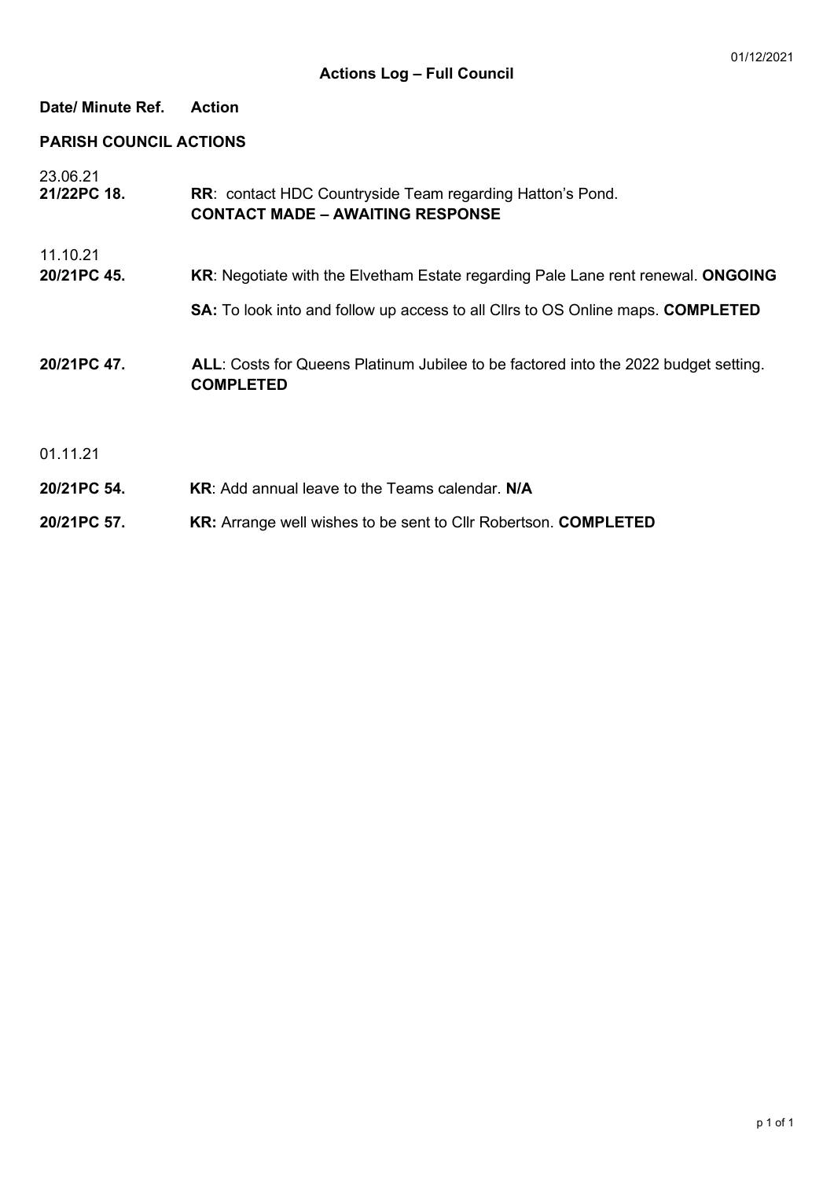01/12/2021

## Actions Log – Full Council

| Date/ Minute Ref. | Action |
|---|---|
| **PARISH COUNCIL ACTIONS** | |
| 23.06.21 | |
| **21/22PC 18.** | **RR**: contact HDC Countryside Team regarding Hatton's Pond. **CONTACT MADE – AWAITING RESPONSE** |
| 11.10.21 | |
| **20/21PC 45.** | **KR**: Negotiate with the Elvetham Estate regarding Pale Lane rent renewal. **ONGOING** |
| | **SA:** To look into and follow up access to all Cllrs to OS Online maps. **COMPLETED** |
| **20/21PC 47.** | **ALL**: Costs for Queens Platinum Jubilee to be factored into the 2022 budget setting. **COMPLETED** |
| 01.11.21 | |
| **20/21PC 54.** | **KR**: Add annual leave to the Teams calendar. **N/A** |
| **20/21PC 57.** | **KR:** Arrange well wishes to be sent to Cllr Robertson. **COMPLETED** |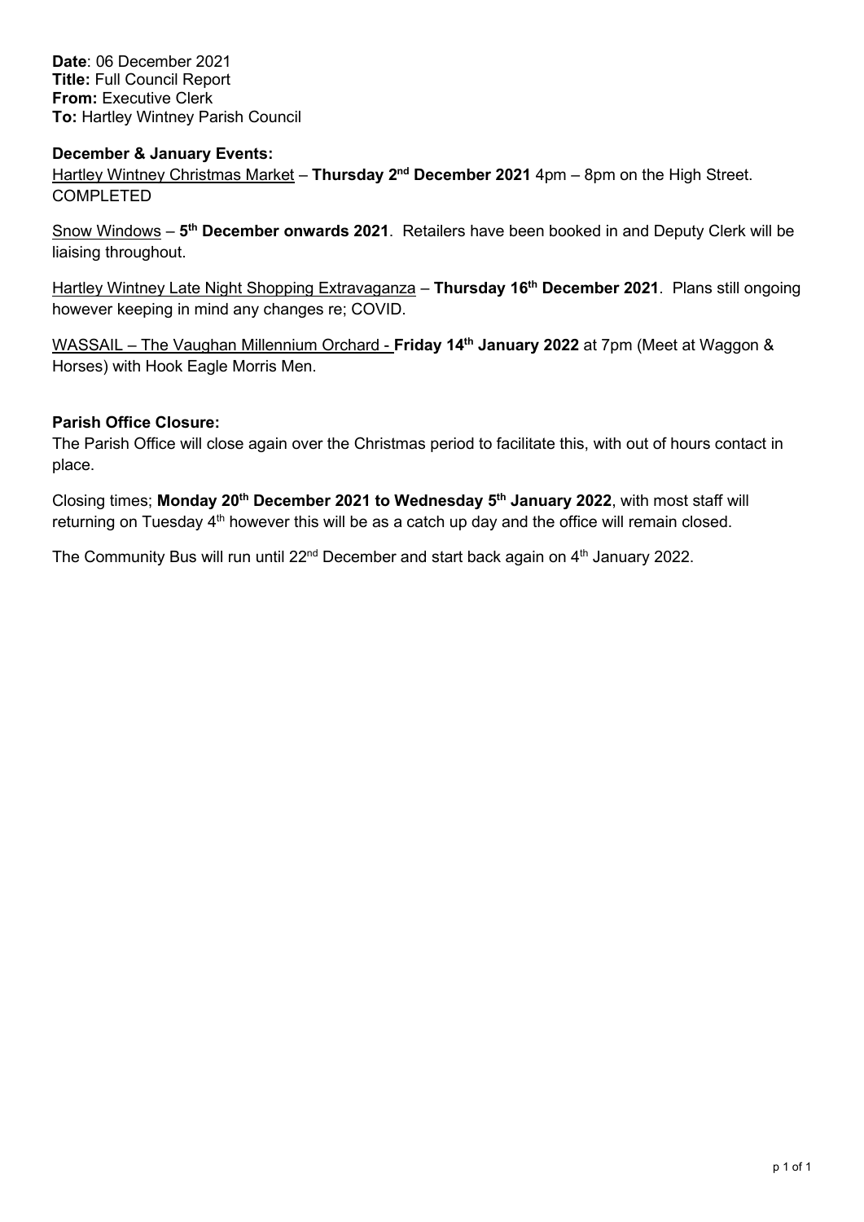**Date**: 06 December 2021
**Title:** Full Council Report
**From:** Executive Clerk
**To:** Hartley Wintney Parish Council

**December & January Events:**

Hartley Wintney Christmas Market – **Thursday 2nd December 2021** 4pm – 8pm on the High Street. COMPLETED

Snow Windows – **5th December onwards 2021**. Retailers have been booked in and Deputy Clerk will be liaising throughout.

Hartley Wintney Late Night Shopping Extravaganza – **Thursday 16th December 2021**. Plans still ongoing however keeping in mind any changes re; COVID.

WASSAIL – The Vaughan Millennium Orchard - **Friday 14th January 2022** at 7pm (Meet at Waggon & Horses) with Hook Eagle Morris Men.

**Parish Office Closure:**

The Parish Office will close again over the Christmas period to facilitate this, with out of hours contact in place.

Closing times; **Monday 20th December 2021 to Wednesday 5th January 2022**, with most staff will returning on Tuesday 4th however this will be as a catch up day and the office will remain closed.

The Community Bus will run until 22nd December and start back again on 4th January 2022.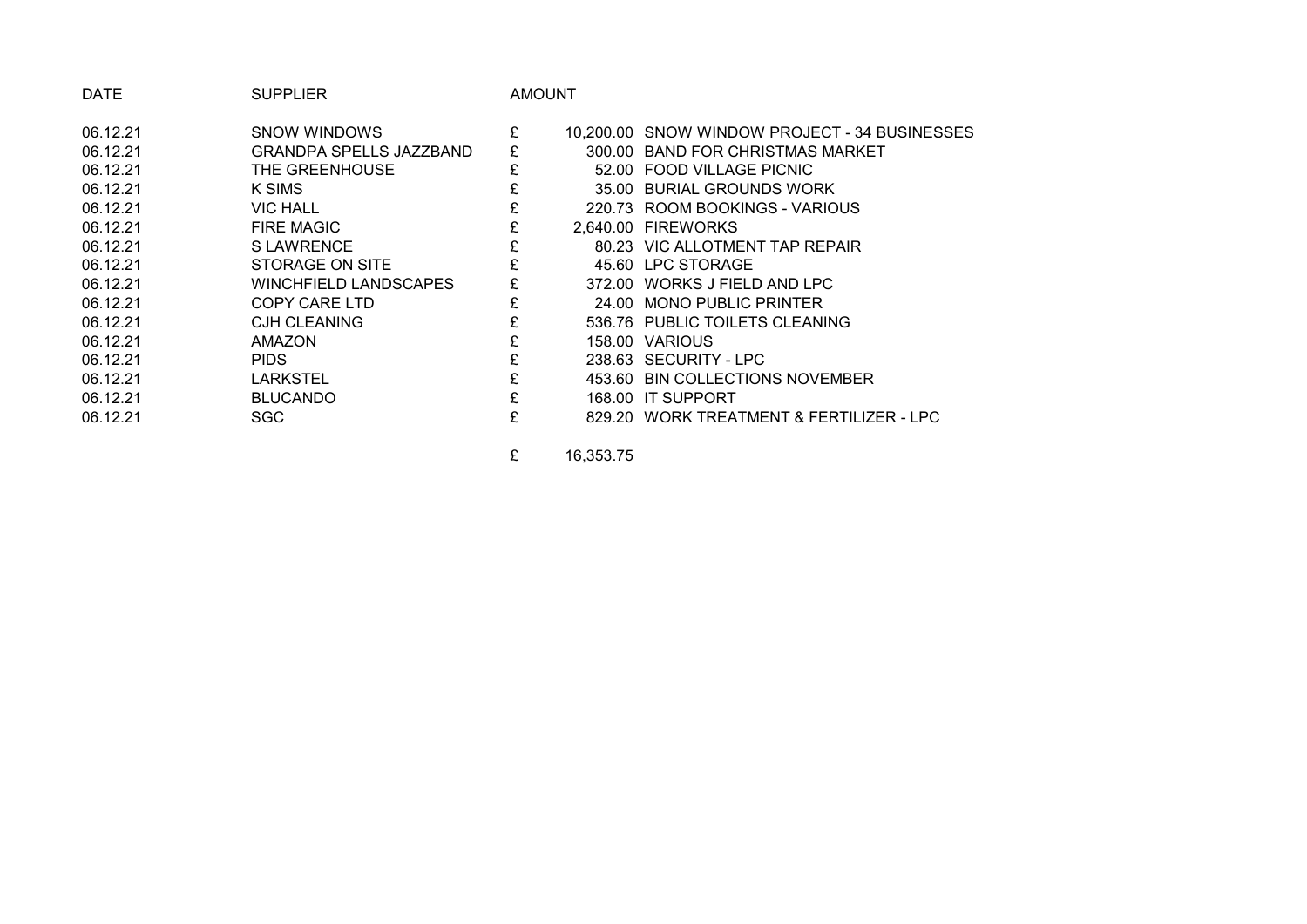| DATE | SUPPLIER | AMOUNT | | |
|---|---|---|---|---|
| 06.12.21 | SNOW WINDOWS | £ | 10,200.00 | SNOW WINDOW PROJECT - 34 BUSINESSES |
| 06.12.21 | GRANDPA SPELLS JAZZBAND | £ | 300.00 | BAND FOR CHRISTMAS MARKET |
| 06.12.21 | THE GREENHOUSE | £ | 52.00 | FOOD VILLAGE PICNIC |
| 06.12.21 | K SIMS | £ | 35.00 | BURIAL GROUNDS WORK |
| 06.12.21 | VIC HALL | £ | 220.73 | ROOM BOOKINGS - VARIOUS |
| 06.12.21 | FIRE MAGIC | £ | 2,640.00 | FIREWORKS |
| 06.12.21 | S LAWRENCE | £ | 80.23 | VIC ALLOTMENT TAP REPAIR |
| 06.12.21 | STORAGE ON SITE | £ | 45.60 | LPC STORAGE |
| 06.12.21 | WINCHFIELD LANDSCAPES | £ | 372.00 | WORKS J FIELD AND LPC |
| 06.12.21 | COPY CARE LTD | £ | 24.00 | MONO PUBLIC PRINTER |
| 06.12.21 | CJH CLEANING | £ | 536.76 | PUBLIC TOILETS CLEANING |
| 06.12.21 | AMAZON | £ | 158.00 | VARIOUS |
| 06.12.21 | PIDS | £ | 238.63 | SECURITY - LPC |
| 06.12.21 | LARKSTEL | £ | 453.60 | BIN COLLECTIONS NOVEMBER |
| 06.12.21 | BLUCANDO | £ | 168.00 | IT SUPPORT |
| 06.12.21 | SGC | £ | 829.20 | WORK TREATMENT & FERTILIZER - LPC |
| | | £ | 16,353.75 | |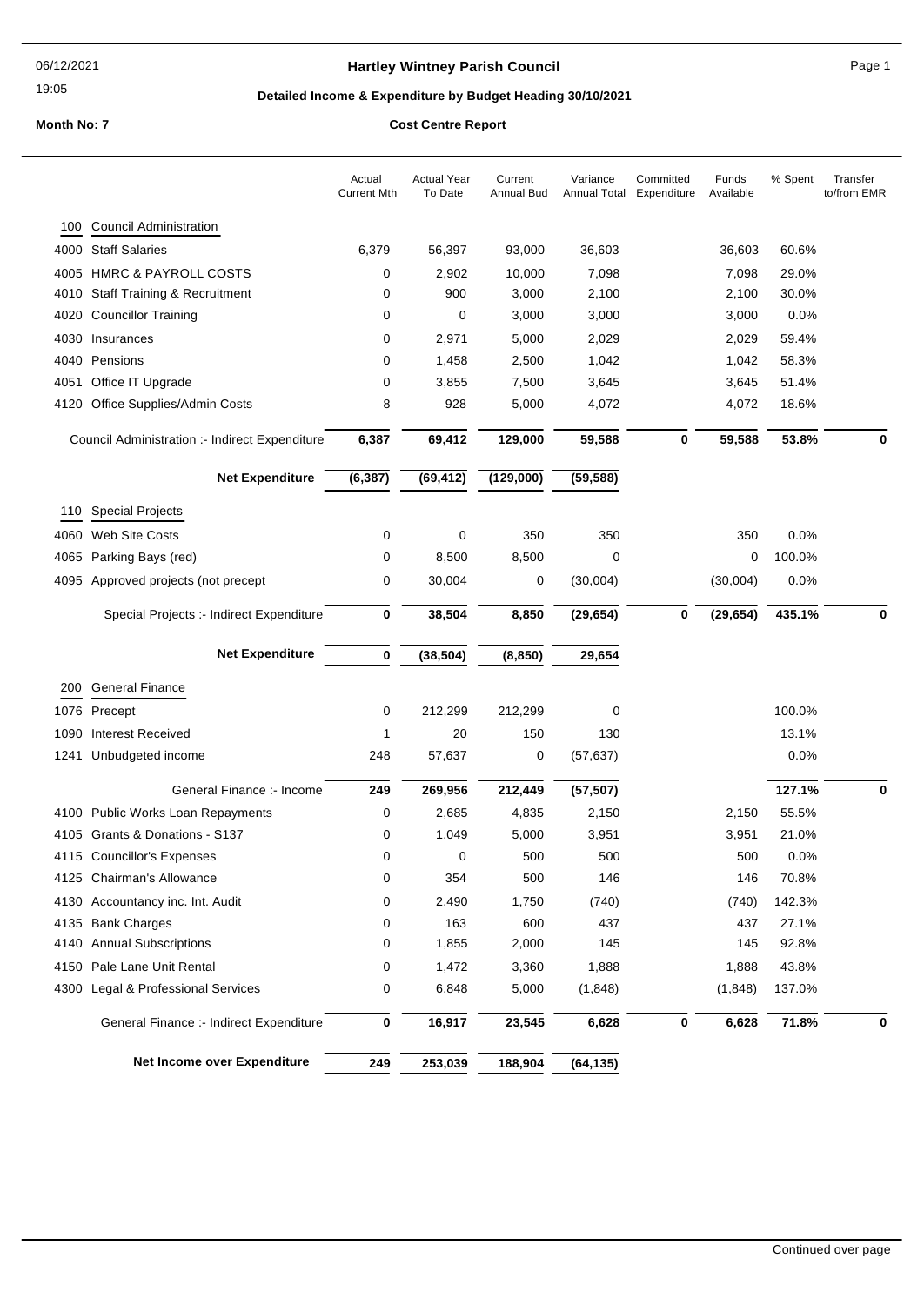06/12/2021
19:05

## Hartley Wintney Parish Council

### Detailed Income & Expenditure by Budget Heading 30/10/2021

**Month No: 7** **Cost Centre Report**

| | | Actual Current Mth | Actual Year To Date | Current Annual Bud | Variance Annual Total | Committed Expenditure | Funds Available | % Spent | Transfer to/from EMR |
|---|---|---|---|---|---|---|---|---|---|
| 100 | Council Administration | | | | | | | | |
| 4000 | Staff Salaries | 6,379 | 56,397 | 93,000 | 36,603 | | 36,603 | 60.6% | |
| 4005 | HMRC & PAYROLL COSTS | 0 | 2,902 | 10,000 | 7,098 | | 7,098 | 29.0% | |
| 4010 | Staff Training & Recruitment | 0 | 900 | 3,000 | 2,100 | | 2,100 | 30.0% | |
| 4020 | Councillor Training | 0 | 0 | 3,000 | 3,000 | | 3,000 | 0.0% | |
| 4030 | Insurances | 0 | 2,971 | 5,000 | 2,029 | | 2,029 | 59.4% | |
| 4040 | Pensions | 0 | 1,458 | 2,500 | 1,042 | | 1,042 | 58.3% | |
| 4051 | Office IT Upgrade | 0 | 3,855 | 7,500 | 3,645 | | 3,645 | 51.4% | |
| 4120 | Office Supplies/Admin Costs | 8 | 928 | 5,000 | 4,072 | | 4,072 | 18.6% | |
| | Council Administration :- Indirect Expenditure | **6,387** | **69,412** | **129,000** | **59,588** | **0** | **59,588** | **53.8%** | **0** |
| | **Net Expenditure** | **(6,387)** | **(69,412)** | **(129,000)** | **(59,588)** | | | | |
| 110 | Special Projects | | | | | | | | |
| 4060 | Web Site Costs | 0 | 0 | 350 | 350 | | 350 | 0.0% | |
| 4065 | Parking Bays (red) | 0 | 8,500 | 8,500 | 0 | | 0 | 100.0% | |
| 4095 | Approved projects (not precept | 0 | 30,004 | 0 | (30,004) | | (30,004) | 0.0% | |
| | Special Projects :- Indirect Expenditure | **0** | **38,504** | **8,850** | **(29,654)** | **0** | **(29,654)** | **435.1%** | **0** |
| | **Net Expenditure** | **0** | **(38,504)** | **(8,850)** | **29,654** | | | | |
| 200 | General Finance | | | | | | | | |
| 1076 | Precept | 0 | 212,299 | 212,299 | 0 | | | 100.0% | |
| 1090 | Interest Received | 1 | 20 | 150 | 130 | | | 13.1% | |
| 1241 | Unbudgeted income | 248 | 57,637 | 0 | (57,637) | | | 0.0% | |
| | General Finance :- Income | **249** | **269,956** | **212,449** | **(57,507)** | | | **127.1%** | **0** |
| 4100 | Public Works Loan Repayments | 0 | 2,685 | 4,835 | 2,150 | | 2,150 | 55.5% | |
| 4105 | Grants & Donations - S137 | 0 | 1,049 | 5,000 | 3,951 | | 3,951 | 21.0% | |
| 4115 | Councillor's Expenses | 0 | 0 | 500 | 500 | | 500 | 0.0% | |
| 4125 | Chairman's Allowance | 0 | 354 | 500 | 146 | | 146 | 70.8% | |
| 4130 | Accountancy inc. Int. Audit | 0 | 2,490 | 1,750 | (740) | | (740) | 142.3% | |
| 4135 | Bank Charges | 0 | 163 | 600 | 437 | | 437 | 27.1% | |
| 4140 | Annual Subscriptions | 0 | 1,855 | 2,000 | 145 | | 145 | 92.8% | |
| 4150 | Pale Lane Unit Rental | 0 | 1,472 | 3,360 | 1,888 | | 1,888 | 43.8% | |
| 4300 | Legal & Professional Services | 0 | 6,848 | 5,000 | (1,848) | | (1,848) | 137.0% | |
| | General Finance :- Indirect Expenditure | **0** | **16,917** | **23,545** | **6,628** | **0** | **6,628** | **71.8%** | **0** |
| | **Net Income over Expenditure** | **249** | **253,039** | **188,904** | **(64,135)** | | | | |

Continued over page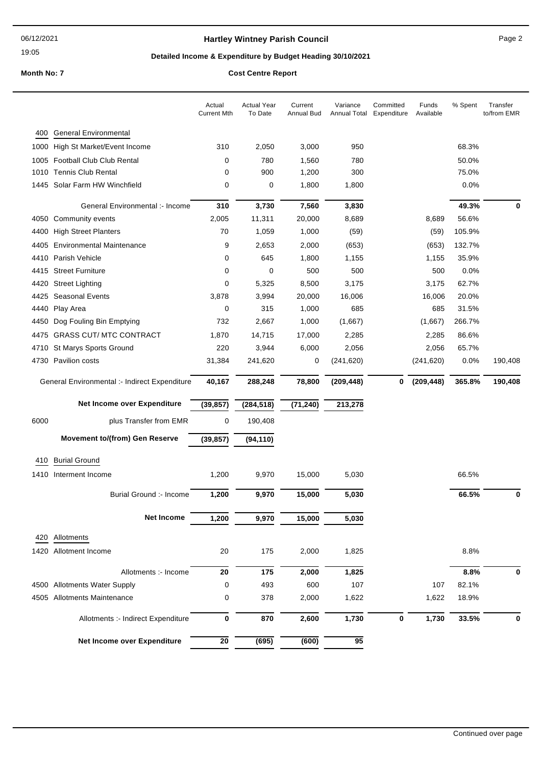**Hartley Wintney Parish Council**

**Detailed Income & Expenditure by Budget Heading 30/10/2021**

**Month No: 7** **Cost Centre Report**

| | | Actual Current Mth | Actual Year To Date | Current Annual Bud | Variance Annual Total | Committed Expenditure | Funds Available | % Spent | Transfer to/from EMR |
|---|---|---|---|---|---|---|---|---|---|
| 400 | General Environmental | | | | | | | | |
| 1000 | High St Market/Event Income | 310 | 2,050 | 3,000 | 950 | | | 68.3% | |
| 1005 | Football Club Club Rental | 0 | 780 | 1,560 | 780 | | | 50.0% | |
| 1010 | Tennis Club Rental | 0 | 900 | 1,200 | 300 | | | 75.0% | |
| 1445 | Solar Farm HW Winchfield | 0 | 0 | 1,800 | 1,800 | | | 0.0% | |
| | General Environmental :- Income | **310** | **3,730** | **7,560** | **3,830** | | | **49.3%** | **0** |
| 4050 | Community events | 2,005 | 11,311 | 20,000 | 8,689 | | 8,689 | 56.6% | |
| 4400 | High Street Planters | 70 | 1,059 | 1,000 | (59) | | (59) | 105.9% | |
| 4405 | Environmental Maintenance | 9 | 2,653 | 2,000 | (653) | | (653) | 132.7% | |
| 4410 | Parish Vehicle | 0 | 645 | 1,800 | 1,155 | | 1,155 | 35.9% | |
| 4415 | Street Furniture | 0 | 0 | 500 | 500 | | 500 | 0.0% | |
| 4420 | Street Lighting | 0 | 5,325 | 8,500 | 3,175 | | 3,175 | 62.7% | |
| 4425 | Seasonal Events | 3,878 | 3,994 | 20,000 | 16,006 | | 16,006 | 20.0% | |
| 4440 | Play Area | 0 | 315 | 1,000 | 685 | | 685 | 31.5% | |
| 4450 | Dog Fouling Bin Emptying | 732 | 2,667 | 1,000 | (1,667) | | (1,667) | 266.7% | |
| 4475 | GRASS CUT/ MTC CONTRACT | 1,870 | 14,715 | 17,000 | 2,285 | | 2,285 | 86.6% | |
| 4710 | St Marys Sports Ground | 220 | 3,944 | 6,000 | 2,056 | | 2,056 | 65.7% | |
| 4730 | Pavilion costs | 31,384 | 241,620 | 0 | (241,620) | | (241,620) | 0.0% | 190,408 |
| | General Environmental :- Indirect Expenditure | **40,167** | **288,248** | **78,800** | **(209,448)** | **0** | **(209,448)** | **365.8%** | **190,408** |
| | **Net Income over Expenditure** | **(39,857)** | **(284,518)** | **(71,240)** | **213,278** | | | | |
| 6000 | plus Transfer from EMR | 0 | 190,408 | | | | | | |
| | **Movement to/(from) Gen Reserve** | **(39,857)** | **(94,110)** | | | | | | |
| 410 | Burial Ground | | | | | | | | |
| 1410 | Interment Income | 1,200 | 9,970 | 15,000 | 5,030 | | | 66.5% | |
| | Burial Ground :- Income | **1,200** | **9,970** | **15,000** | **5,030** | | | **66.5%** | **0** |
| | **Net Income** | **1,200** | **9,970** | **15,000** | **5,030** | | | | |
| 420 | Allotments | | | | | | | | |
| 1420 | Allotment Income | 20 | 175 | 2,000 | 1,825 | | | 8.8% | |
| | Allotments :- Income | **20** | **175** | **2,000** | **1,825** | | | **8.8%** | **0** |
| 4500 | Allotments Water Supply | 0 | 493 | 600 | 107 | | 107 | 82.1% | |
| 4505 | Allotments Maintenance | 0 | 378 | 2,000 | 1,622 | | 1,622 | 18.9% | |
| | Allotments :- Indirect Expenditure | **0** | **870** | **2,600** | **1,730** | **0** | **1,730** | **33.5%** | **0** |
| | **Net Income over Expenditure** | **20** | **(695)** | **(600)** | **95** | | | | |

Continued over page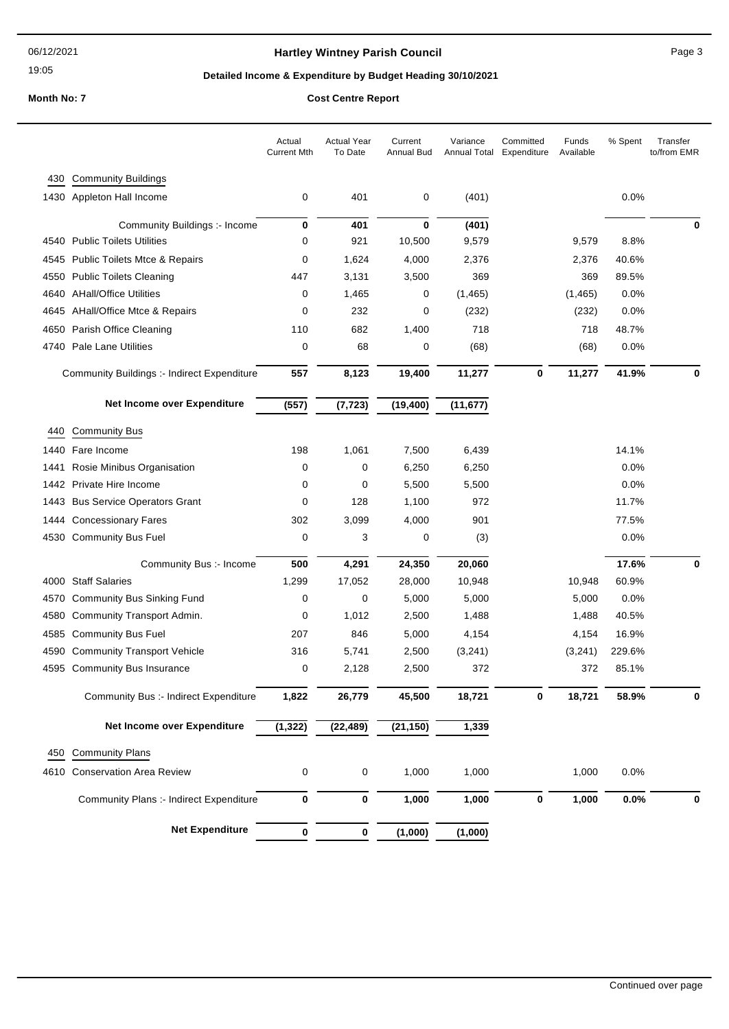# Hartley Wintney Parish Council

## Detailed Income & Expenditure by Budget Heading 30/10/2021

**Month No: 7** **Cost Centre Report**

| | | Actual Current Mth | Actual Year To Date | Current Annual Bud | Variance Annual Total | Committed Expenditure | Funds Available | % Spent | Transfer to/from EMR |
|---|---|---|---|---|---|---|---|---|---|
| 430 | Community Buildings | | | | | | | | |
| 1430 | Appleton Hall Income | 0 | 401 | 0 | (401) | | | 0.0% | |
| | Community Buildings :- Income | **0** | **401** | **0** | **(401)** | | | | **0** |
| 4540 | Public Toilets Utilities | 0 | 921 | 10,500 | 9,579 | | 9,579 | 8.8% | |
| 4545 | Public Toilets Mtce & Repairs | 0 | 1,624 | 4,000 | 2,376 | | 2,376 | 40.6% | |
| 4550 | Public Toilets Cleaning | 447 | 3,131 | 3,500 | 369 | | 369 | 89.5% | |
| 4640 | AHall/Office Utilities | 0 | 1,465 | 0 | (1,465) | | (1,465) | 0.0% | |
| 4645 | AHall/Office Mtce & Repairs | 0 | 232 | 0 | (232) | | (232) | 0.0% | |
| 4650 | Parish Office Cleaning | 110 | 682 | 1,400 | 718 | | 718 | 48.7% | |
| 4740 | Pale Lane Utilities | 0 | 68 | 0 | (68) | | (68) | 0.0% | |
| | Community Buildings :- Indirect Expenditure | **557** | **8,123** | **19,400** | **11,277** | **0** | **11,277** | **41.9%** | **0** |
| | **Net Income over Expenditure** | **(557)** | **(7,723)** | **(19,400)** | **(11,677)** | | | | |
| 440 | Community Bus | | | | | | | | |
| 1440 | Fare Income | 198 | 1,061 | 7,500 | 6,439 | | | 14.1% | |
| 1441 | Rosie Minibus Organisation | 0 | 0 | 6,250 | 6,250 | | | 0.0% | |
| 1442 | Private Hire Income | 0 | 0 | 5,500 | 5,500 | | | 0.0% | |
| 1443 | Bus Service Operators Grant | 0 | 128 | 1,100 | 972 | | | 11.7% | |
| 1444 | Concessionary Fares | 302 | 3,099 | 4,000 | 901 | | | 77.5% | |
| 4530 | Community Bus Fuel | 0 | 3 | 0 | (3) | | | 0.0% | |
| | Community Bus :- Income | **500** | **4,291** | **24,350** | **20,060** | | | **17.6%** | **0** |
| 4000 | Staff Salaries | 1,299 | 17,052 | 28,000 | 10,948 | | 10,948 | 60.9% | |
| 4570 | Community Bus Sinking Fund | 0 | 0 | 5,000 | 5,000 | | 5,000 | 0.0% | |
| 4580 | Community Transport Admin. | 0 | 1,012 | 2,500 | 1,488 | | 1,488 | 40.5% | |
| 4585 | Community Bus Fuel | 207 | 846 | 5,000 | 4,154 | | 4,154 | 16.9% | |
| 4590 | Community Transport Vehicle | 316 | 5,741 | 2,500 | (3,241) | | (3,241) | 229.6% | |
| 4595 | Community Bus Insurance | 0 | 2,128 | 2,500 | 372 | | 372 | 85.1% | |
| | Community Bus :- Indirect Expenditure | **1,822** | **26,779** | **45,500** | **18,721** | **0** | **18,721** | **58.9%** | **0** |
| | **Net Income over Expenditure** | **(1,322)** | **(22,489)** | **(21,150)** | **1,339** | | | | |
| 450 | Community Plans | | | | | | | | |
| 4610 | Conservation Area Review | 0 | 0 | 1,000 | 1,000 | | 1,000 | 0.0% | |
| | Community Plans :- Indirect Expenditure | **0** | **0** | **1,000** | **1,000** | **0** | **1,000** | **0.0%** | **0** |
| | **Net Expenditure** | **0** | **0** | **(1,000)** | **(1,000)** | | | | |

Continued over page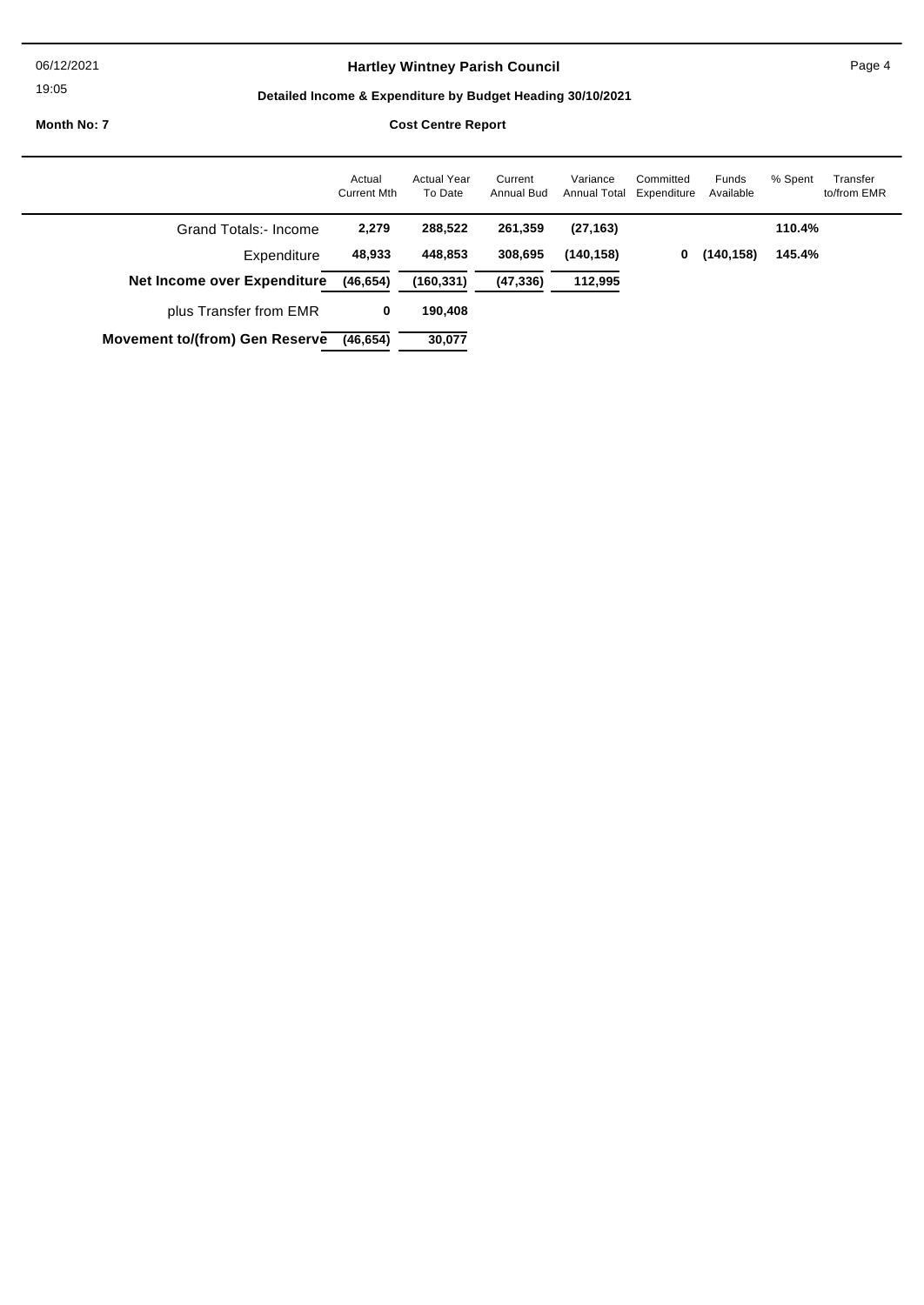# Hartley Wintney Parish Council

**Detailed Income & Expenditure by Budget Heading 30/10/2021**

**Month No: 7**

**Cost Centre Report**

| | Actual Current Mth | Actual Year To Date | Current Annual Bud | Variance Annual Total | Committed Expenditure | Funds Available | % Spent | Transfer to/from EMR |
|---|---|---|---|---|---|---|---|---|
| Grand Totals:- Income | **2,279** | **288,522** | **261,359** | **(27,163)** | | | **110.4%** | |
| Expenditure | **48,933** | **448,853** | **308,695** | **(140,158)** | **0** | **(140,158)** | **145.4%** | |
| **Net Income over Expenditure** | **(46,654)** | **(160,331)** | **(47,336)** | **112,995** | | | | |
| plus Transfer from EMR | **0** | **190,408** | | | | | | |
| **Movement to/(from) Gen Reserve** | **(46,654)** | **30,077** | | | | | | |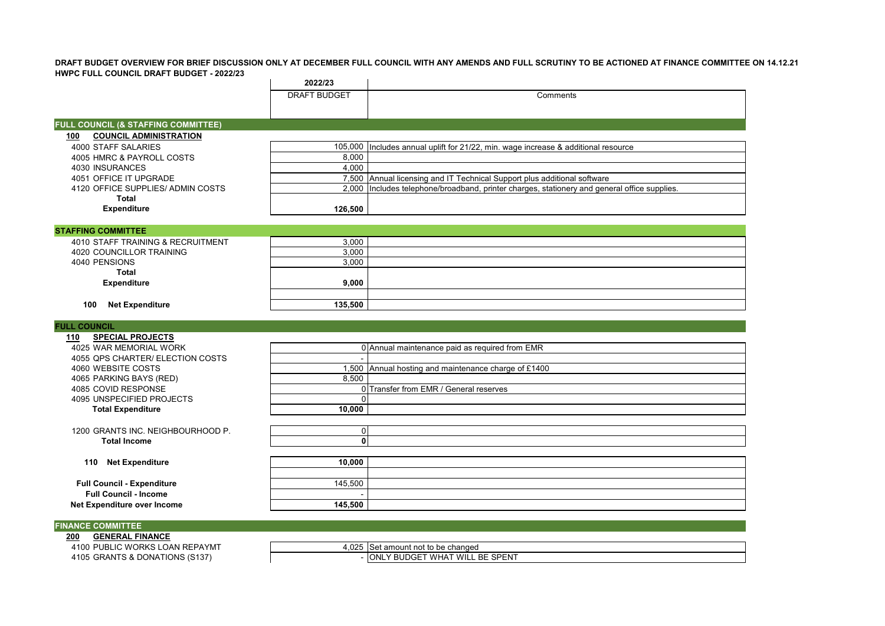**DRAFT BUDGET OVERVIEW FOR BRIEF DISCUSSION ONLY AT DECEMBER FULL COUNCIL WITH ANY AMENDS AND FULL SCRUTINY TO BE ACTIONED AT FINANCE COMMITTEE ON 14.12.21**

**HWPC FULL COUNCIL DRAFT BUDGET - 2022/23**

| | 2022/23 DRAFT BUDGET | Comments |
|---|---|---|
| **FULL COUNCIL (& STAFFING COMMITTEE)** | | |
| **100 COUNCIL ADMINISTRATION** | | |
| 4000 STAFF SALARIES | 105,000 | Includes annual uplift for 21/22, min. wage increase & additional resource |
| 4005 HMRC & PAYROLL COSTS | 8,000 | |
| 4030 INSURANCES | 4,000 | |
| 4051 OFFICE IT UPGRADE | 7,500 | Annual licensing and IT Technical Support plus additional software |
| 4120 OFFICE SUPPLIES/ ADMIN COSTS | 2,000 | Includes telephone/broadband, printer charges, stationery and general office supplies. |
| **Total Expenditure** | **126,500** | |
| **STAFFING COMMITTEE** | | |
| 4010 STAFF TRAINING & RECRUITMENT | 3,000 | |
| 4020 COUNCILLOR TRAINING | 3,000 | |
| 4040 PENSIONS | 3,000 | |
| **Total Expenditure** | **9,000** | |
| **100 Net Expenditure** | **135,500** | |
| **FULL COUNCIL** | | |
| **110 SPECIAL PROJECTS** | | |
| 4025 WAR MEMORIAL WORK | 0 | Annual maintenance paid as required from EMR |
| 4055 QPS CHARTER/ ELECTION COSTS | - | |
| 4060 WEBSITE COSTS | 1,500 | Annual hosting and maintenance charge of £1400 |
| 4065 PARKING BAYS (RED) | 8,500 | |
| 4085 COVID RESPONSE | 0 | Transfer from EMR / General reserves |
| 4095 UNSPECIFIED PROJECTS | 0 | |
| **Total Expenditure** | **10,000** | |
| 1200 GRANTS INC. NEIGHBOURHOOD P. | 0 | |
| **Total Income** | **0** | |
| **110 Net Expenditure** | **10,000** | |
| **Full Council - Expenditure** | 145,500 | |
| **Full Council - Income** | - | |
| **Net Expenditure over Income** | **145,500** | |
| **FINANCE COMMITTEE** | | |
| **200 GENERAL FINANCE** | | |
| 4100 PUBLIC WORKS LOAN REPAYMT | 4,025 | Set amount not to be changed |
| 4105 GRANTS & DONATIONS (S137) | - | ONLY BUDGET WHAT WILL BE SPENT |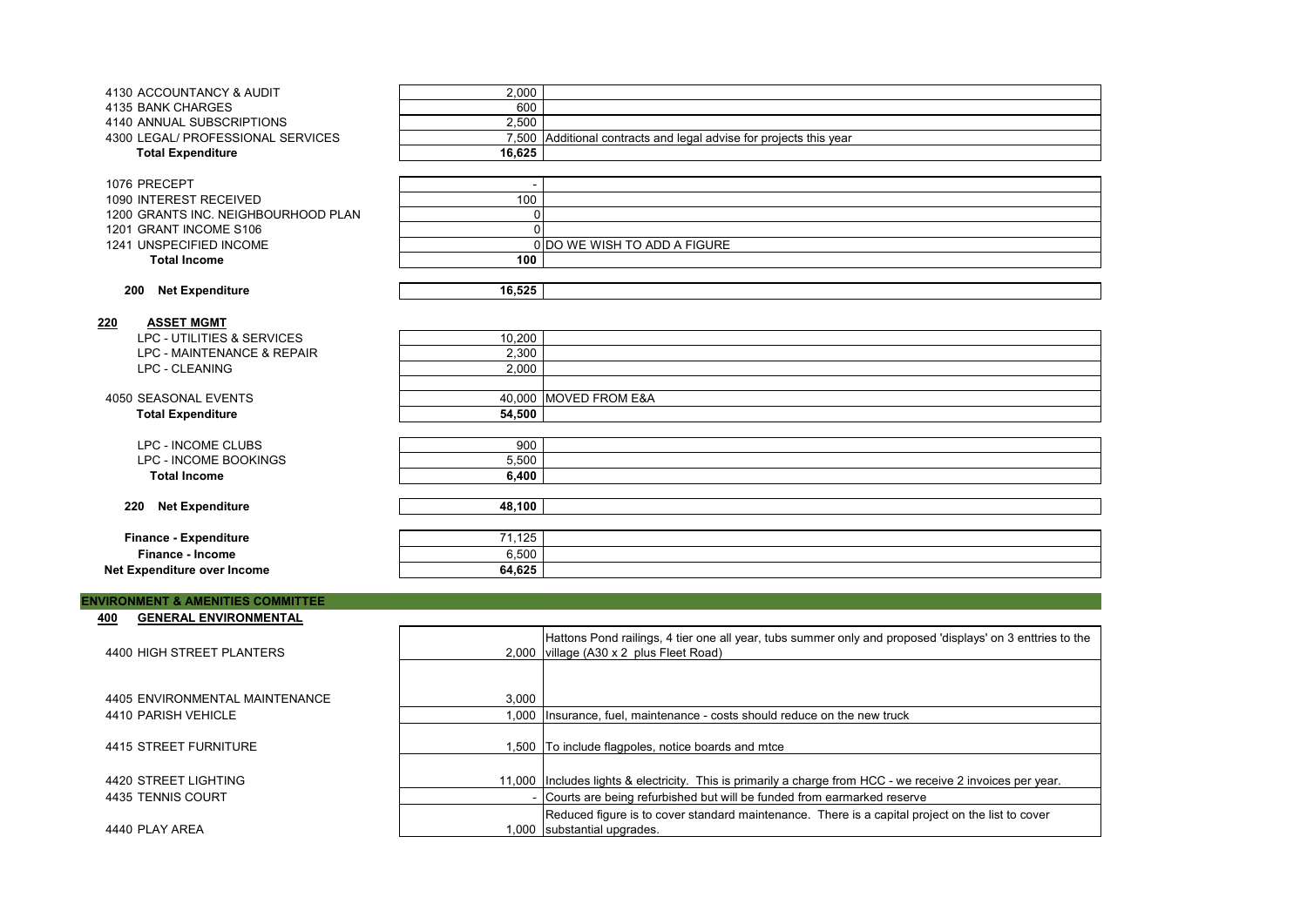| Item | Amount | Notes |
|---|---|---|
| 4130 ACCOUNTANCY & AUDIT | 2,000 | |
| 4135 BANK CHARGES | 600 | |
| 4140 ANNUAL SUBSCRIPTIONS | 2,500 | |
| 4300 LEGAL/ PROFESSIONAL SERVICES | 7,500 | Additional contracts and legal advise for projects this year |
| **Total Expenditure** | **16,625** | |
| | | |
| 1076 PRECEPT | - | |
| 1090 INTEREST RECEIVED | 100 | |
| 1200 GRANTS INC. NEIGHBOURHOOD PLAN | 0 | |
| 1201 GRANT INCOME S106 | 0 | |
| 1241 UNSPECIFIED INCOME | 0 | DO WE WISH TO ADD A FIGURE |
| **Total Income** | **100** | |
| | | |
| **200 Net Expenditure** | **16,525** | |

## 220 ASSET MGMT

| Item | Amount | Notes |
|---|---|---|
| LPC - UTILITIES & SERVICES | 10,200 | |
| LPC - MAINTENANCE & REPAIR | 2,300 | |
| LPC - CLEANING | 2,000 | |
| | | |
| 4050 SEASONAL EVENTS | 40,000 | MOVED FROM E&A |
| **Total Expenditure** | **54,500** | |
| | | |
| LPC - INCOME CLUBS | 900 | |
| LPC - INCOME BOOKINGS | 5,500 | |
| **Total Income** | **6,400** | |
| | | |
| **220 Net Expenditure** | **48,100** | |
| | | |
| **Finance - Expenditure** | 71,125 | |
| **Finance - Income** | 6,500 | |
| **Net Expenditure over Income** | 64,625 | |

## ENVIRONMENT & AMENITIES COMMITTEE

### 400 GENERAL ENVIRONMENTAL

| Item | Amount | Notes |
|---|---|---|
| 4400 HIGH STREET PLANTERS | 2,000 | Hattons Pond railings, 4 tier one all year, tubs summer only and proposed 'displays' on 3 enttries to the village (A30 x 2 plus Fleet Road) |
| | | |
| 4405 ENVIRONMENTAL MAINTENANCE | 3,000 | |
| 4410 PARISH VEHICLE | 1,000 | Insurance, fuel, maintenance - costs should reduce on the new truck |
| 4415 STREET FURNITURE | 1,500 | To include flagpoles, notice boards and mtce |
| 4420 STREET LIGHTING | 11,000 | Includes lights & electricity. This is primarily a charge from HCC - we receive 2 invoices per year. |
| 4435 TENNIS COURT | - | Courts are being refurbished but will be funded from earmarked reserve |
| 4440 PLAY AREA | 1,000 | Reduced figure is to cover standard maintenance. There is a capital project on the list to cover substantial upgrades. |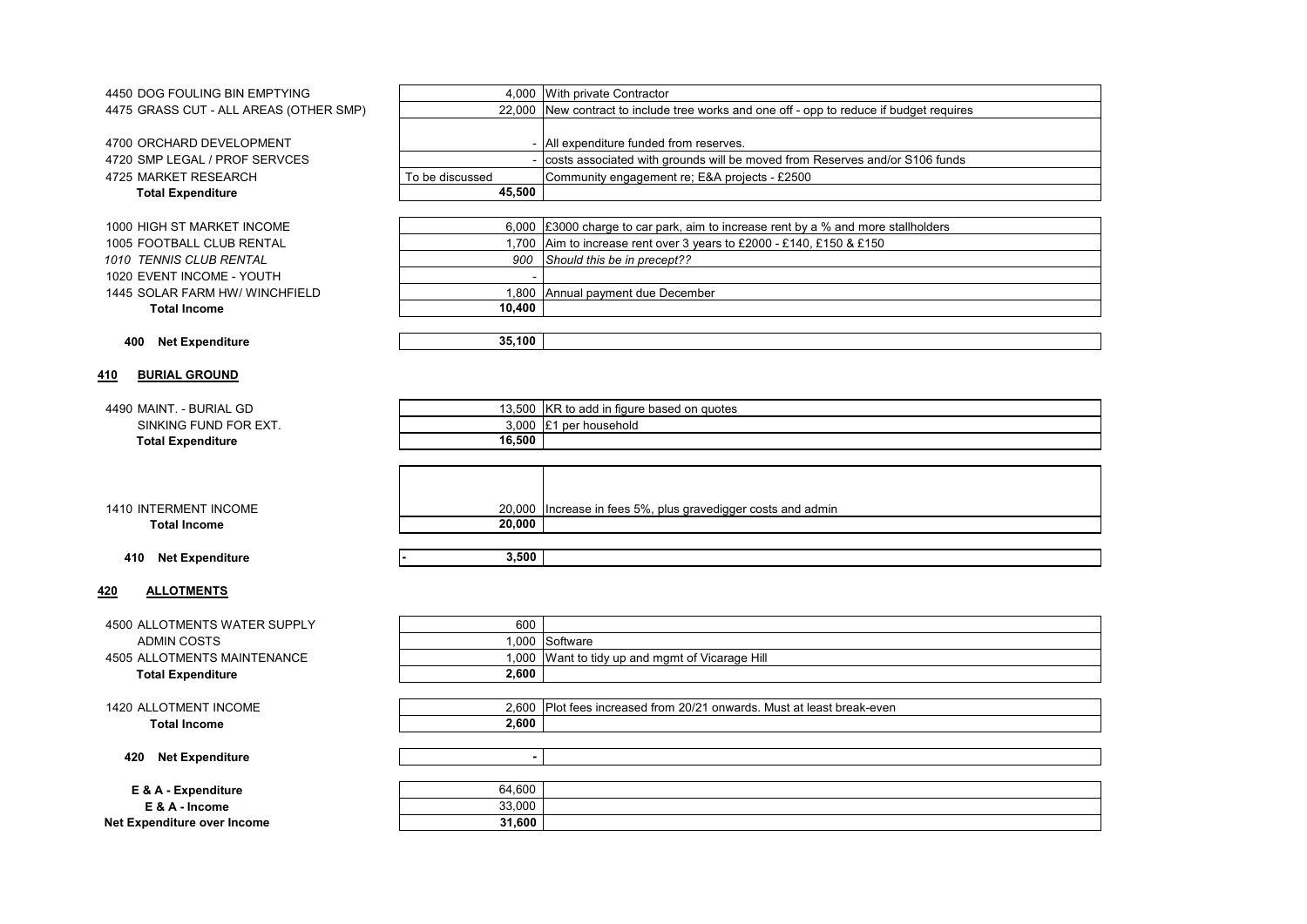| | | |
|---|---|---|
| 4450 DOG FOULING BIN EMPTYING | 4,000 | With private Contractor |
| 4475 GRASS CUT - ALL AREAS (OTHER SMP) | 22,000 | New contract to include tree works and one off - opp to reduce if budget requires |
| | | |
| 4700 ORCHARD DEVELOPMENT | - | All expenditure funded from reserves. |
| 4720 SMP LEGAL / PROF SERVCES | - | costs associated with grounds will be moved from Reserves and/or S106 funds |
| 4725 MARKET RESEARCH | To be discussed | Community engagement re; E&A projects - £2500 |
| **Total Expenditure** | **45,500** | |
| | | |
| 1000 HIGH ST MARKET INCOME | 6,000 | £3000 charge to car park, aim to increase rent by a % and more stallholders |
| 1005 FOOTBALL CLUB RENTAL | 1,700 | Aim to increase rent over 3 years to £2000 - £140, £150 & £150 |
| *1010 TENNIS CLUB RENTAL* | *900* | *Should this be in precept??* |
| 1020 EVENT INCOME - YOUTH | - | |
| 1445 SOLAR FARM HW/ WINCHFIELD | 1,800 | Annual payment due December |
| **Total Income** | **10,400** | |
| | | |
| **400 Net Expenditure** | **35,100** | |

## 410 BURIAL GROUND

| | | |
|---|---|---|
| 4490 MAINT. - BURIAL GD | 13,500 | KR to add in figure based on quotes |
| SINKING FUND FOR EXT. | 3,000 | £1 per household |
| **Total Expenditure** | **16,500** | |
| | | |
| 1410 INTERMENT INCOME | 20,000 | Increase in fees 5%, plus gravedigger costs and admin |
| **Total Income** | **20,000** | |
| | | |
| **410 Net Expenditure** | **- 3,500** | |

## 420 ALLOTMENTS

| | | |
|---|---|---|
| 4500 ALLOTMENTS WATER SUPPLY | 600 | |
| ADMIN COSTS | 1,000 | Software |
| 4505 ALLOTMENTS MAINTENANCE | 1,000 | Want to tidy up and mgmt of Vicarage Hill |
| **Total Expenditure** | **2,600** | |
| | | |
| 1420 ALLOTMENT INCOME | 2,600 | Plot fees increased from 20/21 onwards. Must at least break-even |
| **Total Income** | **2,600** | |
| | | |
| **420 Net Expenditure** | **-** | |
| | | |
| **E & A - Expenditure** | 64,600 | |
| **E & A - Income** | 33,000 | |
| **Net Expenditure over Income** | **31,600** | |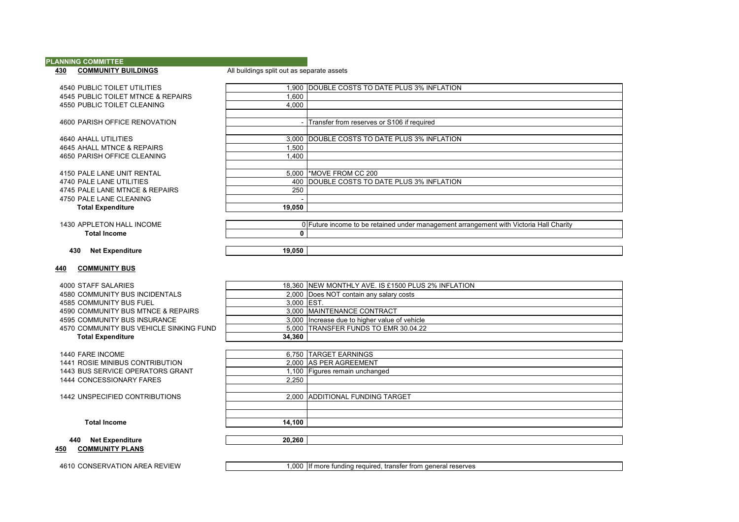## PLANNING COMMITTEE

### 430 COMMUNITY BUILDINGS

All buildings split out as separate assets

| Item | Amount | Notes |
|---|---|---|
| 4540 PUBLIC TOILET UTILITIES | 1,900 | DOUBLE COSTS TO DATE PLUS 3% INFLATION |
| 4545 PUBLIC TOILET MTNCE & REPAIRS | 1,600 | |
| 4550 PUBLIC TOILET CLEANING | 4,000 | |
| | | |
| 4600 PARISH OFFICE RENOVATION | - | Transfer from reserves or S106 if required |
| | | |
| 4640 AHALL UTILITIES | 3,000 | DOUBLE COSTS TO DATE PLUS 3% INFLATION |
| 4645 AHALL MTNCE & REPAIRS | 1,500 | |
| 4650 PARISH OFFICE CLEANING | 1,400 | |
| | | |
| 4150 PALE LANE UNIT RENTAL | 5,000 | *MOVE FROM CC 200 |
| 4740 PALE LANE UTILITIES | 400 | DOUBLE COSTS TO DATE PLUS 3% INFLATION |
| 4745 PALE LANE MTNCE & REPAIRS | 250 | |
| 4750 PALE LANE CLEANING | - | |
| **Total Expenditure** | **19,050** | |
| | | |
| 1430 APPLETON HALL INCOME | 0 | Future income to be retained under management arrangement with Victoria Hall Charity |
| **Total Income** | **0** | |
| | | |
| **430 Net Expenditure** | **19,050** | |

### 440 COMMUNITY BUS

| Item | Amount | Notes |
|---|---|---|
| 4000 STAFF SALARIES | 18,360 | NEW MONTHLY AVE. IS £1500 PLUS 2% INFLATION |
| 4580 COMMUNITY BUS INCIDENTALS | 2,000 | Does NOT contain any salary costs |
| 4585 COMMUNITY BUS FUEL | 3,000 | EST. |
| 4590 COMMUNITY BUS MTNCE & REPAIRS | 3,000 | MAINTENANCE CONTRACT |
| 4595 COMMUNITY BUS INSURANCE | 3,000 | Increase due to higher value of vehicle |
| 4570 COMMUNITY BUS VEHICLE SINKING FUND | 5,000 | TRANSFER FUNDS TO EMR 30.04.22 |
| **Total Expenditure** | **34,360** | |
| | | |
| 1440 FARE INCOME | 6,750 | TARGET EARNINGS |
| 1441 ROSIE MINIBUS CONTRIBUTION | 2,000 | AS PER AGREEMENT |
| 1443 BUS SERVICE OPERATORS GRANT | 1,100 | Figures remain unchanged |
| 1444 CONCESSIONARY FARES | 2,250 | |
| | | |
| 1442 UNSPECIFIED CONTRIBUTIONS | 2,000 | ADDITIONAL FUNDING TARGET |
| | | |
| | | |
| **Total Income** | **14,100** | |
| | | |
| **440 Net Expenditure** | **20,260** | |

### 450 COMMUNITY PLANS

| Item | Amount | Notes |
|---|---|---|
| 4610 CONSERVATION AREA REVIEW | 1,000 | If more funding required, transfer from general reserves |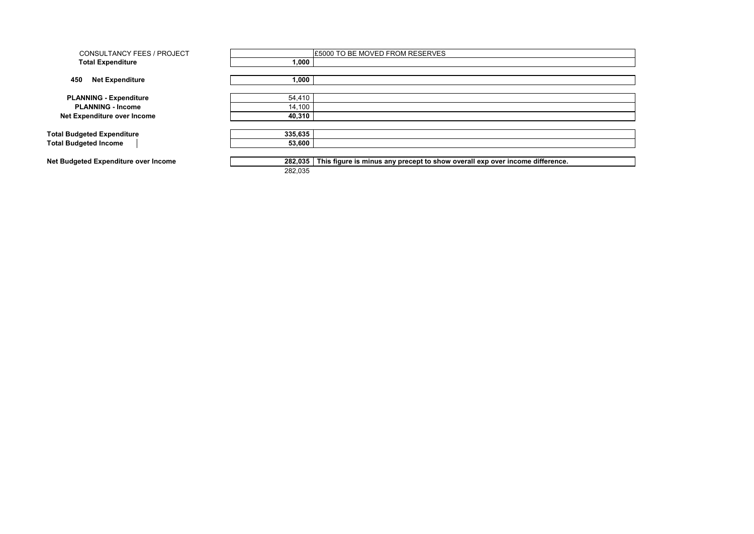| | | |
|---|---|---|
| CONSULTANCY FEES / PROJECT | | £5000 TO BE MOVED FROM RESERVES |
| **Total Expenditure** | **1,000** | |
| | | |
| **450 Net Expenditure** | **1,000** | |
| | | |
| **PLANNING - Expenditure** | 54,410 | |
| **PLANNING - Income** | 14,100 | |
| **Net Expenditure over Income** | **40,310** | |
| | | |
| **Total Budgeted Expenditure** | **335,635** | |
| **Total Budgeted Income** | **53,600** | |
| | | |
| **Net Budgeted Expenditure over Income** | **282,035** | **This figure is minus any precept to show overall exp over income difference.** |
| | 282,035 | |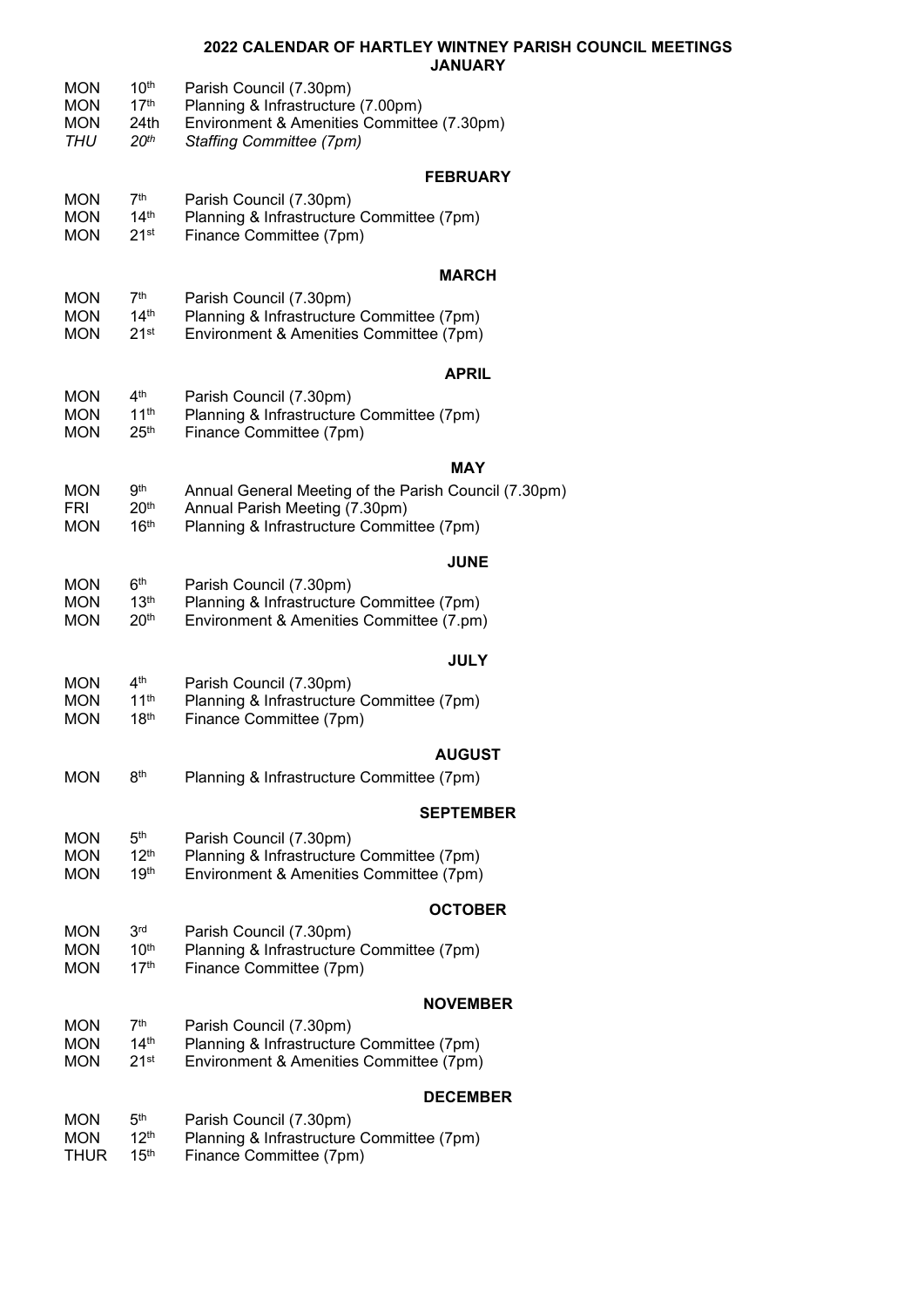# 2022 CALENDAR OF HARTLEY WINTNEY PARISH COUNCIL MEETINGS

## JANUARY

| | | |
|---|---|---|
| MON | 10th | Parish Council (7.30pm) |
| MON | 17th | Planning & Infrastructure (7.00pm) |
| MON | 24th | Environment & Amenities Committee (7.30pm) |
| *THU* | *20th* | *Staffing Committee (7pm)* |

## FEBRUARY

| | | |
|---|---|---|
| MON | 7th | Parish Council (7.30pm) |
| MON | 14th | Planning & Infrastructure Committee (7pm) |
| MON | 21st | Finance Committee (7pm) |

## MARCH

| | | |
|---|---|---|
| MON | 7th | Parish Council (7.30pm) |
| MON | 14th | Planning & Infrastructure Committee (7pm) |
| MON | 21st | Environment & Amenities Committee (7pm) |

## APRIL

| | | |
|---|---|---|
| MON | 4th | Parish Council (7.30pm) |
| MON | 11th | Planning & Infrastructure Committee (7pm) |
| MON | 25th | Finance Committee (7pm) |

## MAY

| | | |
|---|---|---|
| MON | 9th | Annual General Meeting of the Parish Council (7.30pm) |
| FRI | 20th | Annual Parish Meeting (7.30pm) |
| MON | 16th | Planning & Infrastructure Committee (7pm) |

## JUNE

| | | |
|---|---|---|
| MON | 6th | Parish Council (7.30pm) |
| MON | 13th | Planning & Infrastructure Committee (7pm) |
| MON | 20th | Environment & Amenities Committee (7.pm) |

## JULY

| | | |
|---|---|---|
| MON | 4th | Parish Council (7.30pm) |
| MON | 11th | Planning & Infrastructure Committee (7pm) |
| MON | 18th | Finance Committee (7pm) |

## AUGUST

| | | |
|---|---|---|
| MON | 8th | Planning & Infrastructure Committee (7pm) |

## SEPTEMBER

| | | |
|---|---|---|
| MON | 5th | Parish Council (7.30pm) |
| MON | 12th | Planning & Infrastructure Committee (7pm) |
| MON | 19th | Environment & Amenities Committee (7pm) |

## OCTOBER

| | | |
|---|---|---|
| MON | 3rd | Parish Council (7.30pm) |
| MON | 10th | Planning & Infrastructure Committee (7pm) |
| MON | 17th | Finance Committee (7pm) |

## NOVEMBER

| | | |
|---|---|---|
| MON | 7th | Parish Council (7.30pm) |
| MON | 14th | Planning & Infrastructure Committee (7pm) |
| MON | 21st | Environment & Amenities Committee (7pm) |

## DECEMBER

| | | |
|---|---|---|
| MON | 5th | Parish Council (7.30pm) |
| MON | 12th | Planning & Infrastructure Committee (7pm) |
| THUR | 15th | Finance Committee (7pm) |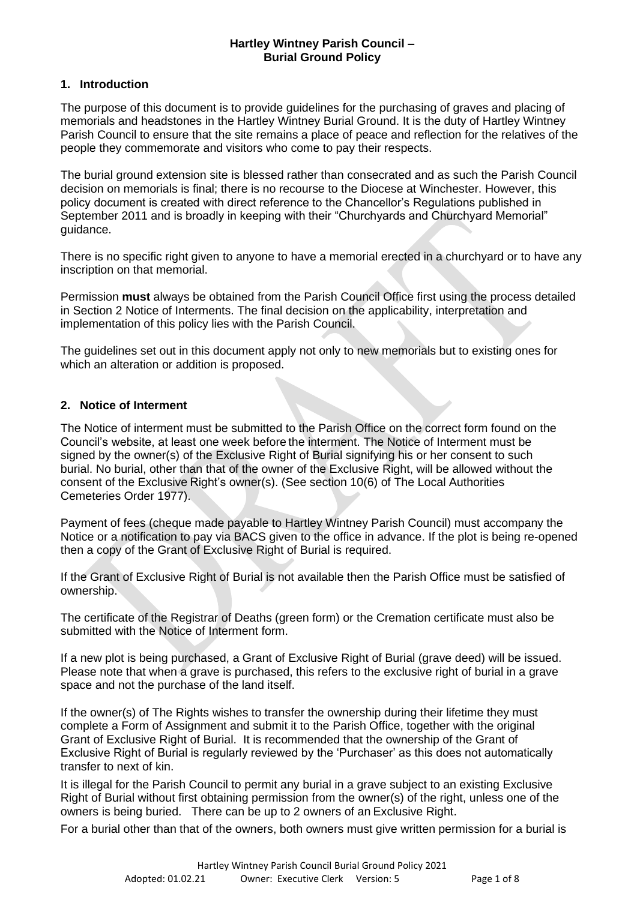**Hartley Wintney Parish Council –**
**Burial Ground Policy**

## 1. Introduction

The purpose of this document is to provide guidelines for the purchasing of graves and placing of memorials and headstones in the Hartley Wintney Burial Ground. It is the duty of Hartley Wintney Parish Council to ensure that the site remains a place of peace and reflection for the relatives of the people they commemorate and visitors who come to pay their respects.

The burial ground extension site is blessed rather than consecrated and as such the Parish Council decision on memorials is final; there is no recourse to the Diocese at Winchester. However, this policy document is created with direct reference to the Chancellor's Regulations published in September 2011 and is broadly in keeping with their "Churchyards and Churchyard Memorial" guidance.

There is no specific right given to anyone to have a memorial erected in a churchyard or to have any inscription on that memorial.

Permission **must** always be obtained from the Parish Council Office first using the process detailed in Section 2 Notice of Interments. The final decision on the applicability, interpretation and implementation of this policy lies with the Parish Council.

The guidelines set out in this document apply not only to new memorials but to existing ones for which an alteration or addition is proposed.

## 2. Notice of Interment

The Notice of interment must be submitted to the Parish Office on the correct form found on the Council's website, at least one week before the interment. The Notice of Interment must be signed by the owner(s) of the Exclusive Right of Burial signifying his or her consent to such burial. No burial, other than that of the owner of the Exclusive Right, will be allowed without the consent of the Exclusive Right's owner(s). (See section 10(6) of The Local Authorities Cemeteries Order 1977).

Payment of fees (cheque made payable to Hartley Wintney Parish Council) must accompany the Notice or a notification to pay via BACS given to the office in advance. If the plot is being re-opened then a copy of the Grant of Exclusive Right of Burial is required.

If the Grant of Exclusive Right of Burial is not available then the Parish Office must be satisfied of ownership.

The certificate of the Registrar of Deaths (green form) or the Cremation certificate must also be submitted with the Notice of Interment form.

If a new plot is being purchased, a Grant of Exclusive Right of Burial (grave deed) will be issued. Please note that when a grave is purchased, this refers to the exclusive right of burial in a grave space and not the purchase of the land itself.

If the owner(s) of The Rights wishes to transfer the ownership during their lifetime they must complete a Form of Assignment and submit it to the Parish Office, together with the original Grant of Exclusive Right of Burial. It is recommended that the ownership of the Grant of Exclusive Right of Burial is regularly reviewed by the 'Purchaser' as this does not automatically transfer to next of kin.

It is illegal for the Parish Council to permit any burial in a grave subject to an existing Exclusive Right of Burial without first obtaining permission from the owner(s) of the right, unless one of the owners is being buried. There can be up to 2 owners of an Exclusive Right.

For a burial other than that of the owners, both owners must give written permission for a burial is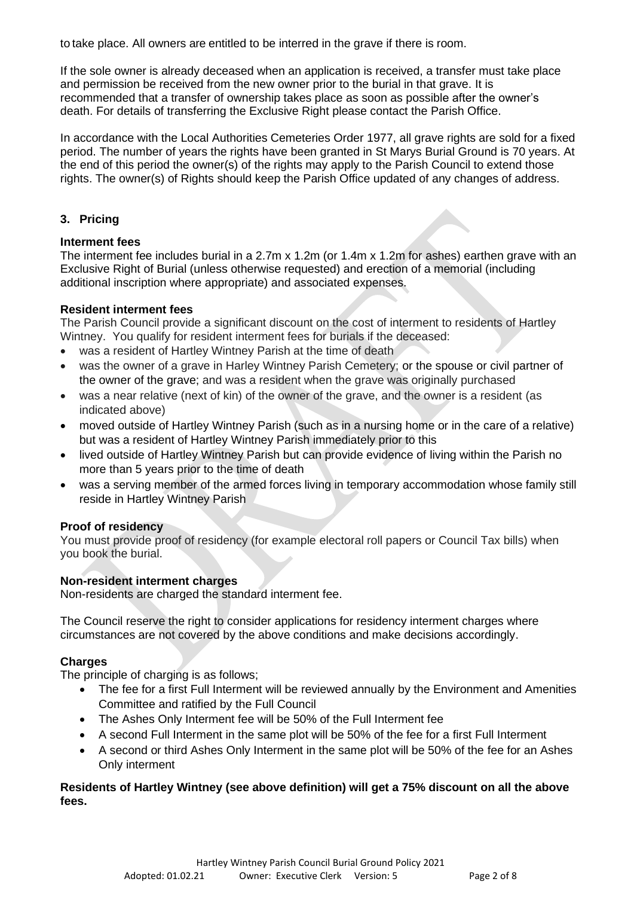to take place. All owners are entitled to be interred in the grave if there is room.

If the sole owner is already deceased when an application is received, a transfer must take place and permission be received from the new owner prior to the burial in that grave. It is recommended that a transfer of ownership takes place as soon as possible after the owner's death. For details of transferring the Exclusive Right please contact the Parish Office.

In accordance with the Local Authorities Cemeteries Order 1977, all grave rights are sold for a fixed period. The number of years the rights have been granted in St Marys Burial Ground is 70 years. At the end of this period the owner(s) of the rights may apply to the Parish Council to extend those rights. The owner(s) of Rights should keep the Parish Office updated of any changes of address.

## 3. Pricing

### Interment fees

The interment fee includes burial in a 2.7m x 1.2m (or 1.4m x 1.2m for ashes) earthen grave with an Exclusive Right of Burial (unless otherwise requested) and erection of a memorial (including additional inscription where appropriate) and associated expenses.

### Resident interment fees

The Parish Council provide a significant discount on the cost of interment to residents of Hartley Wintney. You qualify for resident interment fees for burials if the deceased:

- was a resident of Hartley Wintney Parish at the time of death
- was the owner of a grave in Harley Wintney Parish Cemetery; or the spouse or civil partner of the owner of the grave; and was a resident when the grave was originally purchased
- was a near relative (next of kin) of the owner of the grave, and the owner is a resident (as indicated above)
- moved outside of Hartley Wintney Parish (such as in a nursing home or in the care of a relative) but was a resident of Hartley Wintney Parish immediately prior to this
- lived outside of Hartley Wintney Parish but can provide evidence of living within the Parish no more than 5 years prior to the time of death
- was a serving member of the armed forces living in temporary accommodation whose family still reside in Hartley Wintney Parish

### Proof of residency

You must provide proof of residency (for example electoral roll papers or Council Tax bills) when you book the burial.

### Non-resident interment charges

Non-residents are charged the standard interment fee.

The Council reserve the right to consider applications for residency interment charges where circumstances are not covered by the above conditions and make decisions accordingly.

### Charges

The principle of charging is as follows;

- The fee for a first Full Interment will be reviewed annually by the Environment and Amenities Committee and ratified by the Full Council
- The Ashes Only Interment fee will be 50% of the Full Interment fee
- A second Full Interment in the same plot will be 50% of the fee for a first Full Interment
- A second or third Ashes Only Interment in the same plot will be 50% of the fee for an Ashes Only interment

**Residents of Hartley Wintney (see above definition) will get a 75% discount on all the above fees.**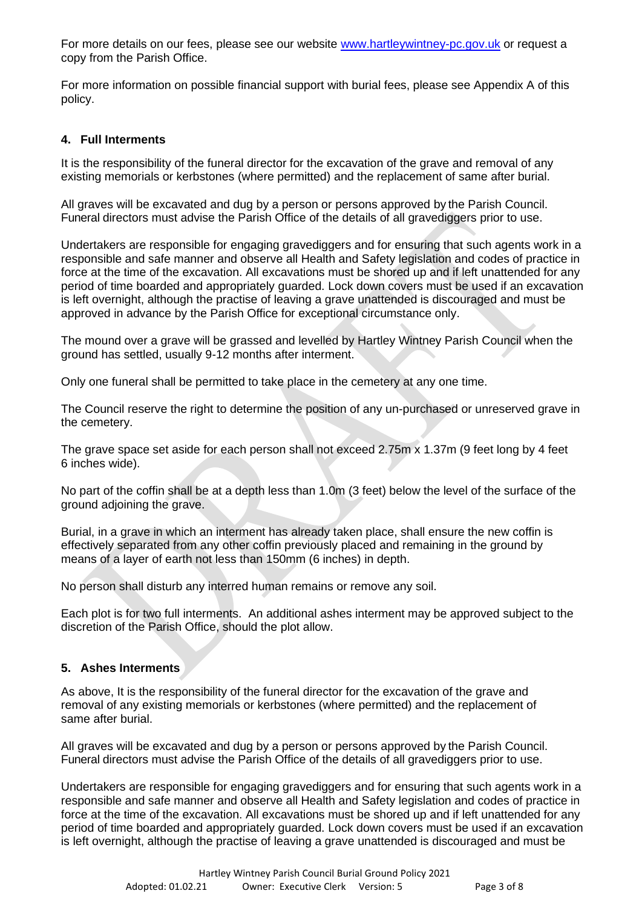For more details on our fees, please see our website www.hartleywintney-pc.gov.uk or request a copy from the Parish Office.

For more information on possible financial support with burial fees, please see Appendix A of this policy.

## 4. Full Interments

It is the responsibility of the funeral director for the excavation of the grave and removal of any existing memorials or kerbstones (where permitted) and the replacement of same after burial.

All graves will be excavated and dug by a person or persons approved by the Parish Council. Funeral directors must advise the Parish Office of the details of all gravediggers prior to use.

Undertakers are responsible for engaging gravediggers and for ensuring that such agents work in a responsible and safe manner and observe all Health and Safety legislation and codes of practice in force at the time of the excavation. All excavations must be shored up and if left unattended for any period of time boarded and appropriately guarded. Lock down covers must be used if an excavation is left overnight, although the practise of leaving a grave unattended is discouraged and must be approved in advance by the Parish Office for exceptional circumstance only.

The mound over a grave will be grassed and levelled by Hartley Wintney Parish Council when the ground has settled, usually 9-12 months after interment.

Only one funeral shall be permitted to take place in the cemetery at any one time.

The Council reserve the right to determine the position of any un-purchased or unreserved grave in the cemetery.

The grave space set aside for each person shall not exceed 2.75m x 1.37m (9 feet long by 4 feet 6 inches wide).

No part of the coffin shall be at a depth less than 1.0m (3 feet) below the level of the surface of the ground adjoining the grave.

Burial, in a grave in which an interment has already taken place, shall ensure the new coffin is effectively separated from any other coffin previously placed and remaining in the ground by means of a layer of earth not less than 150mm (6 inches) in depth.

No person shall disturb any interred human remains or remove any soil.

Each plot is for two full interments. An additional ashes interment may be approved subject to the discretion of the Parish Office, should the plot allow.

## 5. Ashes Interments

As above, It is the responsibility of the funeral director for the excavation of the grave and removal of any existing memorials or kerbstones (where permitted) and the replacement of same after burial.

All graves will be excavated and dug by a person or persons approved by the Parish Council. Funeral directors must advise the Parish Office of the details of all gravediggers prior to use.

Undertakers are responsible for engaging gravediggers and for ensuring that such agents work in a responsible and safe manner and observe all Health and Safety legislation and codes of practice in force at the time of the excavation. All excavations must be shored up and if left unattended for any period of time boarded and appropriately guarded. Lock down covers must be used if an excavation is left overnight, although the practise of leaving a grave unattended is discouraged and must be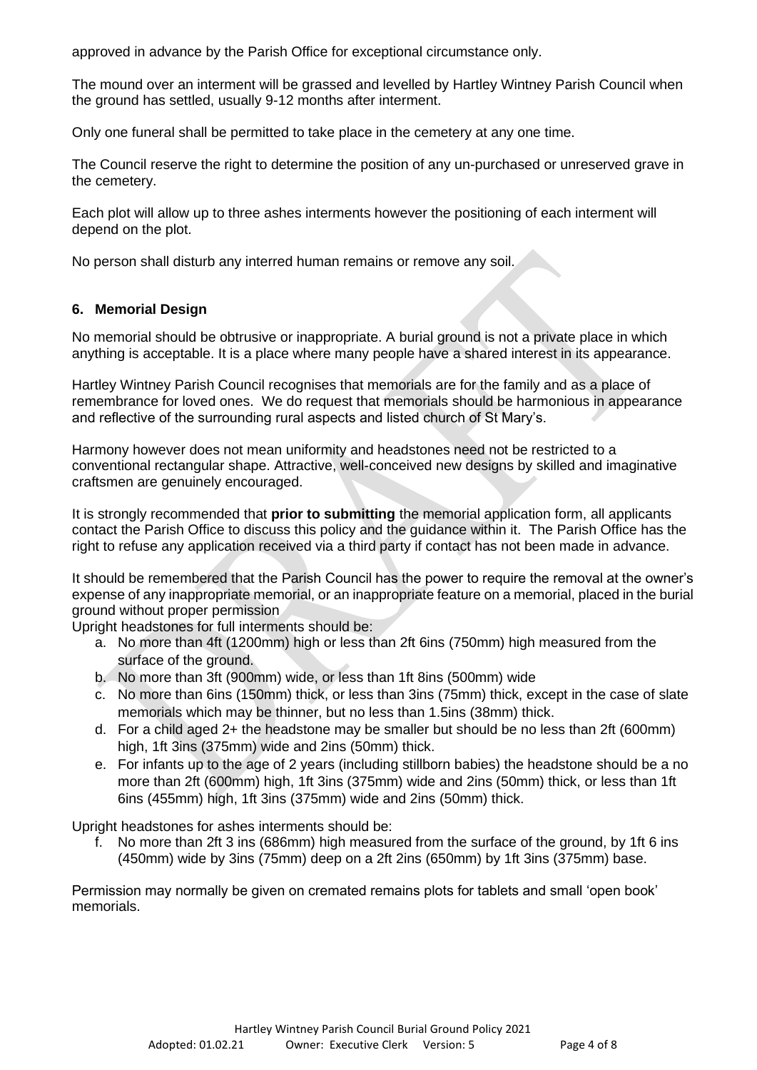approved in advance by the Parish Office for exceptional circumstance only.

The mound over an interment will be grassed and levelled by Hartley Wintney Parish Council when the ground has settled, usually 9-12 months after interment.

Only one funeral shall be permitted to take place in the cemetery at any one time.

The Council reserve the right to determine the position of any un-purchased or unreserved grave in the cemetery.

Each plot will allow up to three ashes interments however the positioning of each interment will depend on the plot.

No person shall disturb any interred human remains or remove any soil.

## 6. Memorial Design

No memorial should be obtrusive or inappropriate. A burial ground is not a private place in which anything is acceptable. It is a place where many people have a shared interest in its appearance.

Hartley Wintney Parish Council recognises that memorials are for the family and as a place of remembrance for loved ones. We do request that memorials should be harmonious in appearance and reflective of the surrounding rural aspects and listed church of St Mary's.

Harmony however does not mean uniformity and headstones need not be restricted to a conventional rectangular shape. Attractive, well-conceived new designs by skilled and imaginative craftsmen are genuinely encouraged.

It is strongly recommended that **prior to submitting** the memorial application form, all applicants contact the Parish Office to discuss this policy and the guidance within it. The Parish Office has the right to refuse any application received via a third party if contact has not been made in advance.

It should be remembered that the Parish Council has the power to require the removal at the owner's expense of any inappropriate memorial, or an inappropriate feature on a memorial, placed in the burial ground without proper permission

Upright headstones for full interments should be:

a. No more than 4ft (1200mm) high or less than 2ft 6ins (750mm) high measured from the surface of the ground.
b. No more than 3ft (900mm) wide, or less than 1ft 8ins (500mm) wide
c. No more than 6ins (150mm) thick, or less than 3ins (75mm) thick, except in the case of slate memorials which may be thinner, but no less than 1.5ins (38mm) thick.
d. For a child aged 2+ the headstone may be smaller but should be no less than 2ft (600mm) high, 1ft 3ins (375mm) wide and 2ins (50mm) thick.
e. For infants up to the age of 2 years (including stillborn babies) the headstone should be a no more than 2ft (600mm) high, 1ft 3ins (375mm) wide and 2ins (50mm) thick, or less than 1ft 6ins (455mm) high, 1ft 3ins (375mm) wide and 2ins (50mm) thick.

Upright headstones for ashes interments should be:

f. No more than 2ft 3 ins (686mm) high measured from the surface of the ground, by 1ft 6 ins (450mm) wide by 3ins (75mm) deep on a 2ft 2ins (650mm) by 1ft 3ins (375mm) base.

Permission may normally be given on cremated remains plots for tablets and small 'open book' memorials.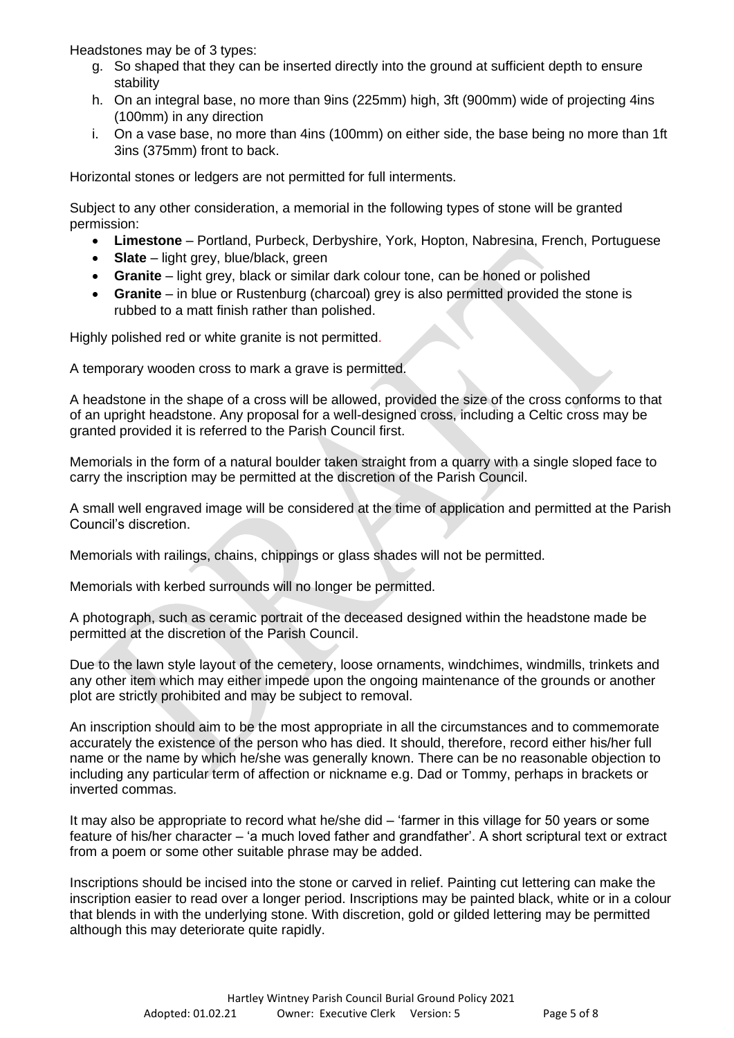Headstones may be of 3 types:

g. So shaped that they can be inserted directly into the ground at sufficient depth to ensure stability
h. On an integral base, no more than 9ins (225mm) high, 3ft (900mm) wide of projecting 4ins (100mm) in any direction
i. On a vase base, no more than 4ins (100mm) on either side, the base being no more than 1ft 3ins (375mm) front to back.

Horizontal stones or ledgers are not permitted for full interments.

Subject to any other consideration, a memorial in the following types of stone will be granted permission:

- **Limestone** – Portland, Purbeck, Derbyshire, York, Hopton, Nabresina, French, Portuguese
- **Slate** – light grey, blue/black, green
- **Granite** – light grey, black or similar dark colour tone, can be honed or polished
- **Granite** – in blue or Rustenburg (charcoal) grey is also permitted provided the stone is rubbed to a matt finish rather than polished.

Highly polished red or white granite is not permitted.

A temporary wooden cross to mark a grave is permitted.

A headstone in the shape of a cross will be allowed, provided the size of the cross conforms to that of an upright headstone. Any proposal for a well-designed cross, including a Celtic cross may be granted provided it is referred to the Parish Council first.

Memorials in the form of a natural boulder taken straight from a quarry with a single sloped face to carry the inscription may be permitted at the discretion of the Parish Council.

A small well engraved image will be considered at the time of application and permitted at the Parish Council's discretion.

Memorials with railings, chains, chippings or glass shades will not be permitted.

Memorials with kerbed surrounds will no longer be permitted.

A photograph, such as ceramic portrait of the deceased designed within the headstone made be permitted at the discretion of the Parish Council.

Due to the lawn style layout of the cemetery, loose ornaments, windchimes, windmills, trinkets and any other item which may either impede upon the ongoing maintenance of the grounds or another plot are strictly prohibited and may be subject to removal.

An inscription should aim to be the most appropriate in all the circumstances and to commemorate accurately the existence of the person who has died. It should, therefore, record either his/her full name or the name by which he/she was generally known. There can be no reasonable objection to including any particular term of affection or nickname e.g. Dad or Tommy, perhaps in brackets or inverted commas.

It may also be appropriate to record what he/she did – 'farmer in this village for 50 years or some feature of his/her character – 'a much loved father and grandfather'. A short scriptural text or extract from a poem or some other suitable phrase may be added.

Inscriptions should be incised into the stone or carved in relief. Painting cut lettering can make the inscription easier to read over a longer period. Inscriptions may be painted black, white or in a colour that blends in with the underlying stone. With discretion, gold or gilded lettering may be permitted although this may deteriorate quite rapidly.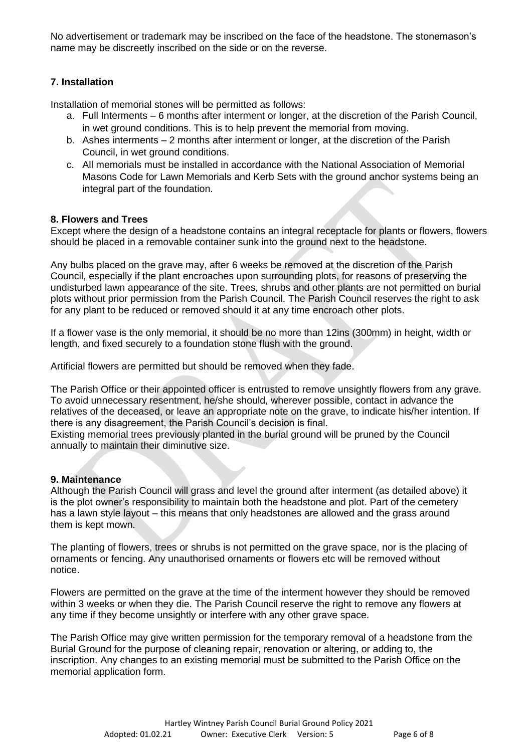No advertisement or trademark may be inscribed on the face of the headstone. The stonemason's name may be discreetly inscribed on the side or on the reverse.

### 7. Installation

Installation of memorial stones will be permitted as follows:

a. Full Interments – 6 months after interment or longer, at the discretion of the Parish Council, in wet ground conditions. This is to help prevent the memorial from moving.
b. Ashes interments – 2 months after interment or longer, at the discretion of the Parish Council, in wet ground conditions.
c. All memorials must be installed in accordance with the National Association of Memorial Masons Code for Lawn Memorials and Kerb Sets with the ground anchor systems being an integral part of the foundation.

### 8. Flowers and Trees

Except where the design of a headstone contains an integral receptacle for plants or flowers, flowers should be placed in a removable container sunk into the ground next to the headstone.

Any bulbs placed on the grave may, after 6 weeks be removed at the discretion of the Parish Council, especially if the plant encroaches upon surrounding plots, for reasons of preserving the undisturbed lawn appearance of the site. Trees, shrubs and other plants are not permitted on burial plots without prior permission from the Parish Council. The Parish Council reserves the right to ask for any plant to be reduced or removed should it at any time encroach other plots.

If a flower vase is the only memorial, it should be no more than 12ins (300mm) in height, width or length, and fixed securely to a foundation stone flush with the ground.

Artificial flowers are permitted but should be removed when they fade.

The Parish Office or their appointed officer is entrusted to remove unsightly flowers from any grave. To avoid unnecessary resentment, he/she should, wherever possible, contact in advance the relatives of the deceased, or leave an appropriate note on the grave, to indicate his/her intention. If there is any disagreement, the Parish Council's decision is final.
Existing memorial trees previously planted in the burial ground will be pruned by the Council annually to maintain their diminutive size.

### 9. Maintenance

Although the Parish Council will grass and level the ground after interment (as detailed above) it is the plot owner's responsibility to maintain both the headstone and plot. Part of the cemetery has a lawn style layout – this means that only headstones are allowed and the grass around them is kept mown.

The planting of flowers, trees or shrubs is not permitted on the grave space, nor is the placing of ornaments or fencing. Any unauthorised ornaments or flowers etc will be removed without notice.

Flowers are permitted on the grave at the time of the interment however they should be removed within 3 weeks or when they die. The Parish Council reserve the right to remove any flowers at any time if they become unsightly or interfere with any other grave space.

The Parish Office may give written permission for the temporary removal of a headstone from the Burial Ground for the purpose of cleaning repair, renovation or altering, or adding to, the inscription. Any changes to an existing memorial must be submitted to the Parish Office on the memorial application form.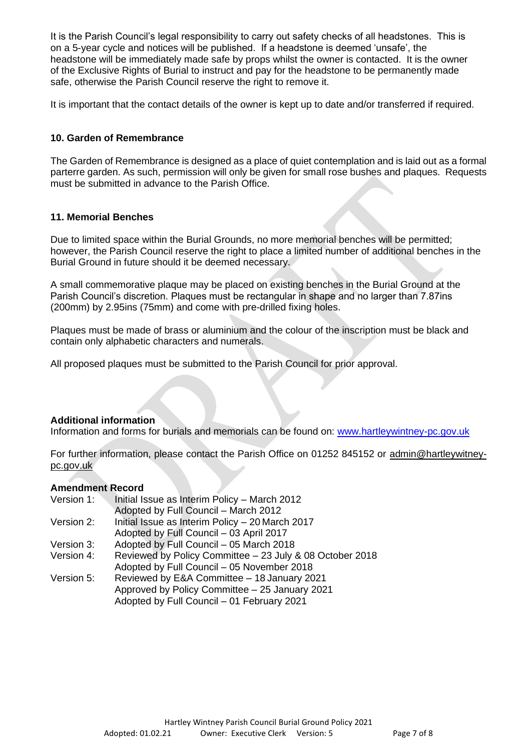It is the Parish Council's legal responsibility to carry out safety checks of all headstones. This is on a 5-year cycle and notices will be published. If a headstone is deemed 'unsafe', the headstone will be immediately made safe by props whilst the owner is contacted. It is the owner of the Exclusive Rights of Burial to instruct and pay for the headstone to be permanently made safe, otherwise the Parish Council reserve the right to remove it.

It is important that the contact details of the owner is kept up to date and/or transferred if required.

### 10. Garden of Remembrance

The Garden of Remembrance is designed as a place of quiet contemplation and is laid out as a formal parterre garden. As such, permission will only be given for small rose bushes and plaques. Requests must be submitted in advance to the Parish Office.

### 11. Memorial Benches

Due to limited space within the Burial Grounds, no more memorial benches will be permitted; however, the Parish Council reserve the right to place a limited number of additional benches in the Burial Ground in future should it be deemed necessary.

A small commemorative plaque may be placed on existing benches in the Burial Ground at the Parish Council's discretion. Plaques must be rectangular in shape and no larger than 7.87ins (200mm) by 2.95ins (75mm) and come with pre-drilled fixing holes.

Plaques must be made of brass or aluminium and the colour of the inscription must be black and contain only alphabetic characters and numerals.

All proposed plaques must be submitted to the Parish Council for prior approval.

**Additional information**
Information and forms for burials and memorials can be found on: www.hartleywintney-pc.gov.uk

For further information, please contact the Parish Office on 01252 845152 or admin@hartleywitney-pc.gov.uk

**Amendment Record**

| | |
|---|---|
| Version 1: | Initial Issue as Interim Policy – March 2012<br>Adopted by Full Council – March 2012 |
| Version 2: | Initial Issue as Interim Policy – 20 March 2017<br>Adopted by Full Council – 03 April 2017 |
| Version 3: | Adopted by Full Council – 05 March 2018 |
| Version 4: | Reviewed by Policy Committee – 23 July & 08 October 2018<br>Adopted by Full Council – 05 November 2018 |
| Version 5: | Reviewed by E&A Committee – 18 January 2021<br>Approved by Policy Committee – 25 January 2021<br>Adopted by Full Council – 01 February 2021 |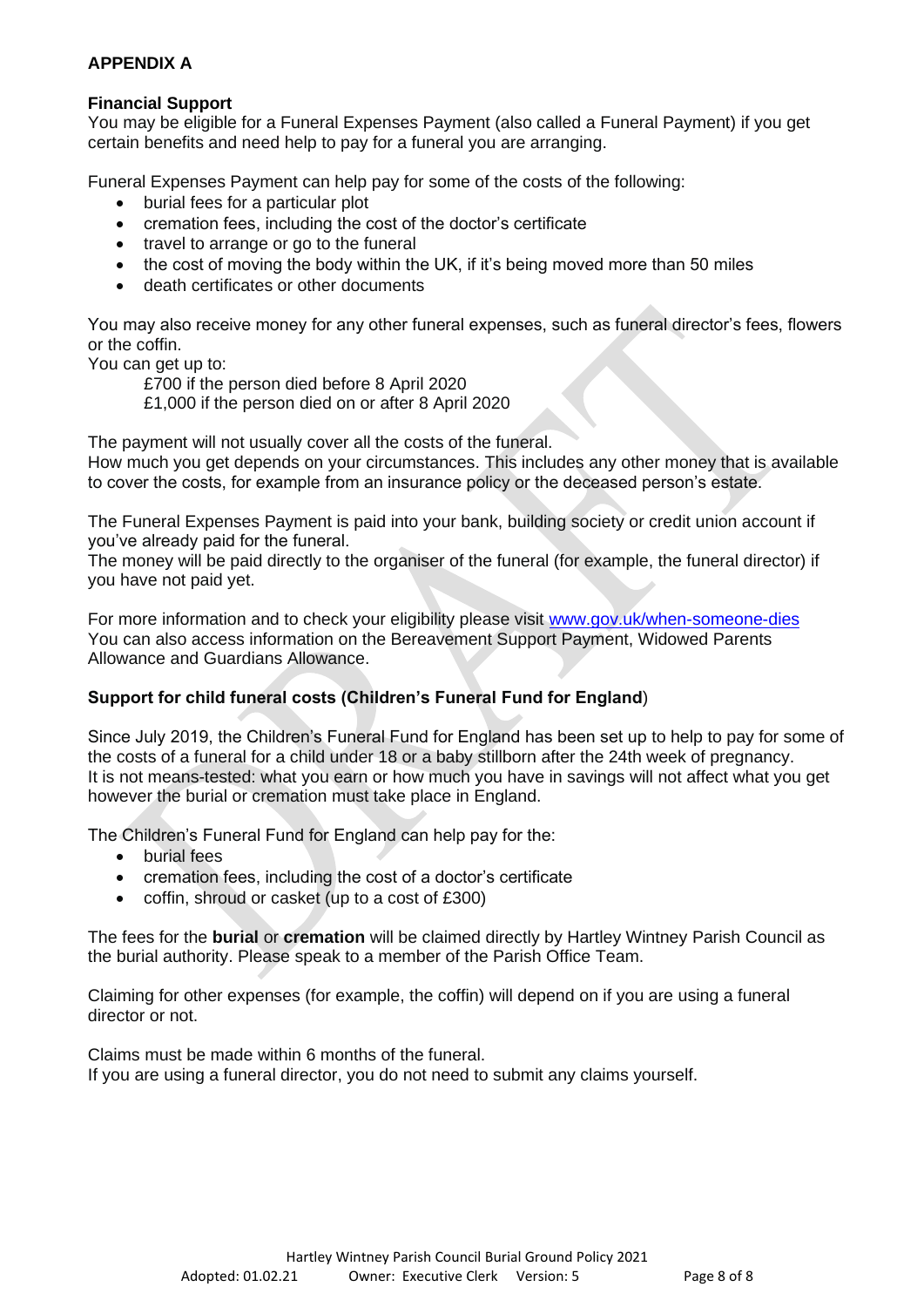**APPENDIX A**

**Financial Support**
You may be eligible for a Funeral Expenses Payment (also called a Funeral Payment) if you get certain benefits and need help to pay for a funeral you are arranging.

Funeral Expenses Payment can help pay for some of the costs of the following:

- burial fees for a particular plot
- cremation fees, including the cost of the doctor's certificate
- travel to arrange or go to the funeral
- the cost of moving the body within the UK, if it's being moved more than 50 miles
- death certificates or other documents

You may also receive money for any other funeral expenses, such as funeral director's fees, flowers or the coffin.
You can get up to:

£700 if the person died before 8 April 2020
£1,000 if the person died on or after 8 April 2020

The payment will not usually cover all the costs of the funeral.
How much you get depends on your circumstances. This includes any other money that is available to cover the costs, for example from an insurance policy or the deceased person's estate.

The Funeral Expenses Payment is paid into your bank, building society or credit union account if you've already paid for the funeral.
The money will be paid directly to the organiser of the funeral (for example, the funeral director) if you have not paid yet.

For more information and to check your eligibility please visit www.gov.uk/when-someone-dies
You can also access information on the Bereavement Support Payment, Widowed Parents Allowance and Guardians Allowance.

**Support for child funeral costs (Children's Funeral Fund for England**)

Since July 2019, the Children's Funeral Fund for England has been set up to help to pay for some of the costs of a funeral for a child under 18 or a baby stillborn after the 24th week of pregnancy.
It is not means-tested: what you earn or how much you have in savings will not affect what you get however the burial or cremation must take place in England.

The Children's Funeral Fund for England can help pay for the:

- burial fees
- cremation fees, including the cost of a doctor's certificate
- coffin, shroud or casket (up to a cost of £300)

The fees for the **burial** or **cremation** will be claimed directly by Hartley Wintney Parish Council as the burial authority. Please speak to a member of the Parish Office Team.

Claiming for other expenses (for example, the coffin) will depend on if you are using a funeral director or not.

Claims must be made within 6 months of the funeral.
If you are using a funeral director, you do not need to submit any claims yourself.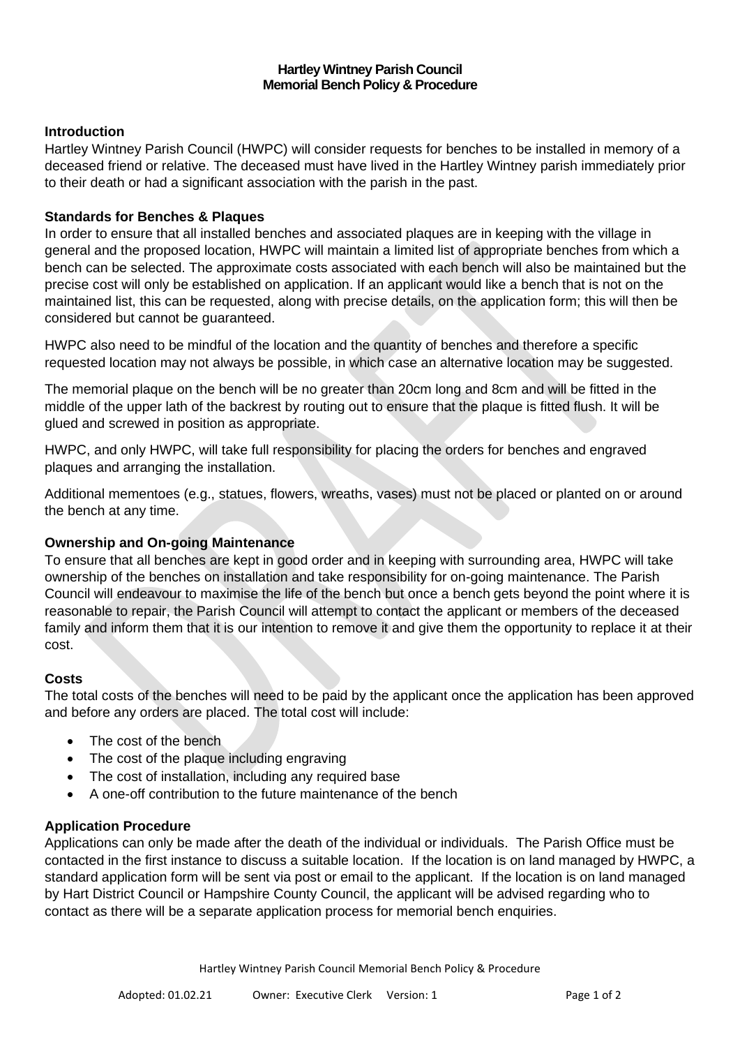**Hartley Wintney Parish Council**
**Memorial Bench Policy & Procedure**

## Introduction

Hartley Wintney Parish Council (HWPC) will consider requests for benches to be installed in memory of a deceased friend or relative. The deceased must have lived in the Hartley Wintney parish immediately prior to their death or had a significant association with the parish in the past.

## Standards for Benches & Plaques

In order to ensure that all installed benches and associated plaques are in keeping with the village in general and the proposed location, HWPC will maintain a limited list of appropriate benches from which a bench can be selected. The approximate costs associated with each bench will also be maintained but the precise cost will only be established on application. If an applicant would like a bench that is not on the maintained list, this can be requested, along with precise details, on the application form; this will then be considered but cannot be guaranteed.

HWPC also need to be mindful of the location and the quantity of benches and therefore a specific requested location may not always be possible, in which case an alternative location may be suggested.

The memorial plaque on the bench will be no greater than 20cm long and 8cm and will be fitted in the middle of the upper lath of the backrest by routing out to ensure that the plaque is fitted flush. It will be glued and screwed in position as appropriate.

HWPC, and only HWPC, will take full responsibility for placing the orders for benches and engraved plaques and arranging the installation.

Additional mementoes (e.g., statues, flowers, wreaths, vases) must not be placed or planted on or around the bench at any time.

## Ownership and On-going Maintenance

To ensure that all benches are kept in good order and in keeping with surrounding area, HWPC will take ownership of the benches on installation and take responsibility for on-going maintenance. The Parish Council will endeavour to maximise the life of the bench but once a bench gets beyond the point where it is reasonable to repair, the Parish Council will attempt to contact the applicant or members of the deceased family and inform them that it is our intention to remove it and give them the opportunity to replace it at their cost.

## Costs

The total costs of the benches will need to be paid by the applicant once the application has been approved and before any orders are placed. The total cost will include:

- The cost of the bench
- The cost of the plaque including engraving
- The cost of installation, including any required base
- A one-off contribution to the future maintenance of the bench

## Application Procedure

Applications can only be made after the death of the individual or individuals. The Parish Office must be contacted in the first instance to discuss a suitable location. If the location is on land managed by HWPC, a standard application form will be sent via post or email to the applicant. If the location is on land managed by Hart District Council or Hampshire County Council, the applicant will be advised regarding who to contact as there will be a separate application process for memorial bench enquiries.

Hartley Wintney Parish Council Memorial Bench Policy & Procedure

Adopted: 01.02.21 Owner: Executive Clerk Version: 1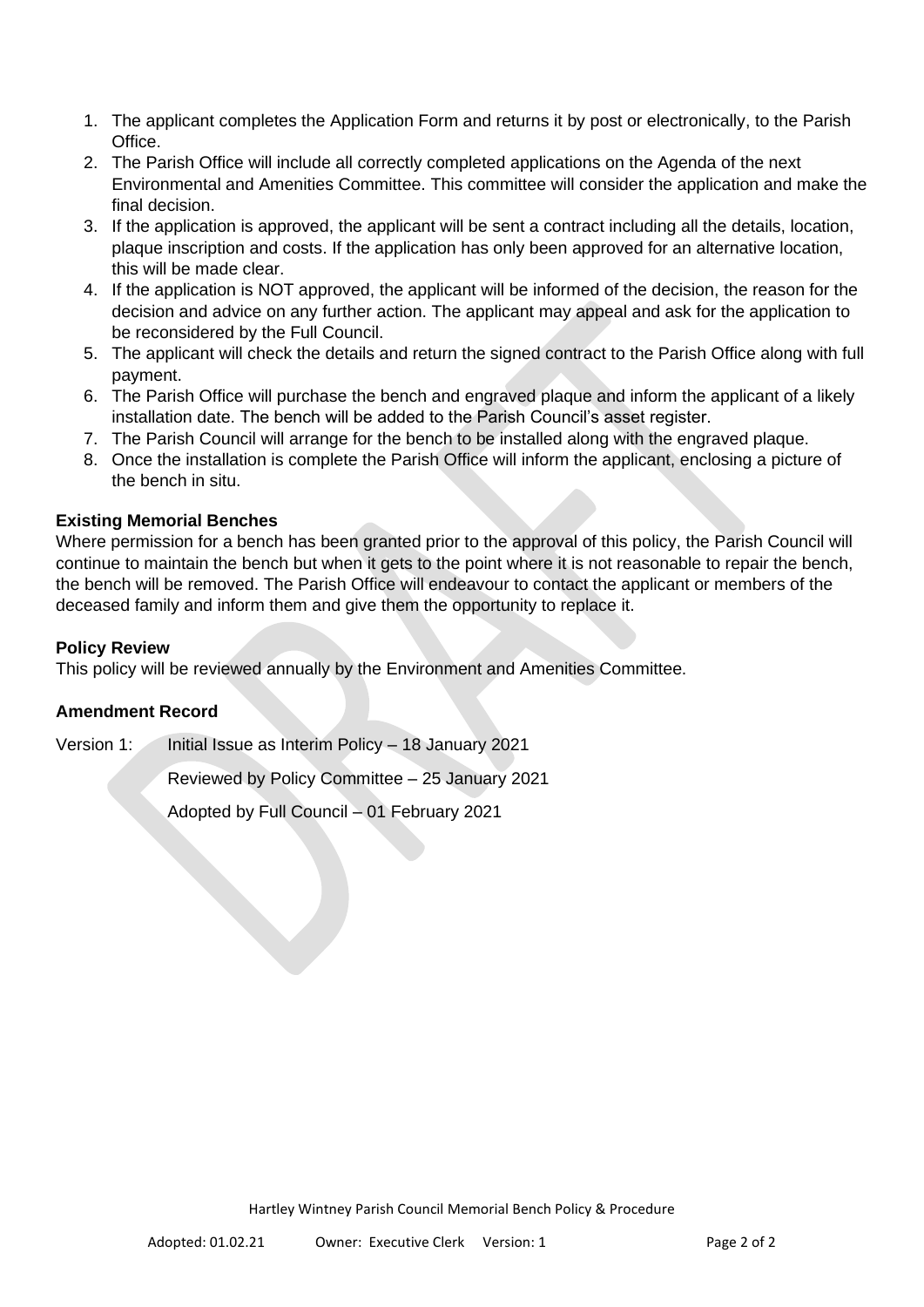1. The applicant completes the Application Form and returns it by post or electronically, to the Parish Office.
2. The Parish Office will include all correctly completed applications on the Agenda of the next Environmental and Amenities Committee. This committee will consider the application and make the final decision.
3. If the application is approved, the applicant will be sent a contract including all the details, location, plaque inscription and costs. If the application has only been approved for an alternative location, this will be made clear.
4. If the application is NOT approved, the applicant will be informed of the decision, the reason for the decision and advice on any further action. The applicant may appeal and ask for the application to be reconsidered by the Full Council.
5. The applicant will check the details and return the signed contract to the Parish Office along with full payment.
6. The Parish Office will purchase the bench and engraved plaque and inform the applicant of a likely installation date. The bench will be added to the Parish Council's asset register.
7. The Parish Council will arrange for the bench to be installed along with the engraved plaque.
8. Once the installation is complete the Parish Office will inform the applicant, enclosing a picture of the bench in situ.

**Existing Memorial Benches**

Where permission for a bench has been granted prior to the approval of this policy, the Parish Council will continue to maintain the bench but when it gets to the point where it is not reasonable to repair the bench, the bench will be removed. The Parish Office will endeavour to contact the applicant or members of the deceased family and inform them and give them the opportunity to replace it.

**Policy Review**

This policy will be reviewed annually by the Environment and Amenities Committee.

**Amendment Record**

Version 1: Initial Issue as Interim Policy – 18 January 2021

Reviewed by Policy Committee – 25 January 2021

Adopted by Full Council – 01 February 2021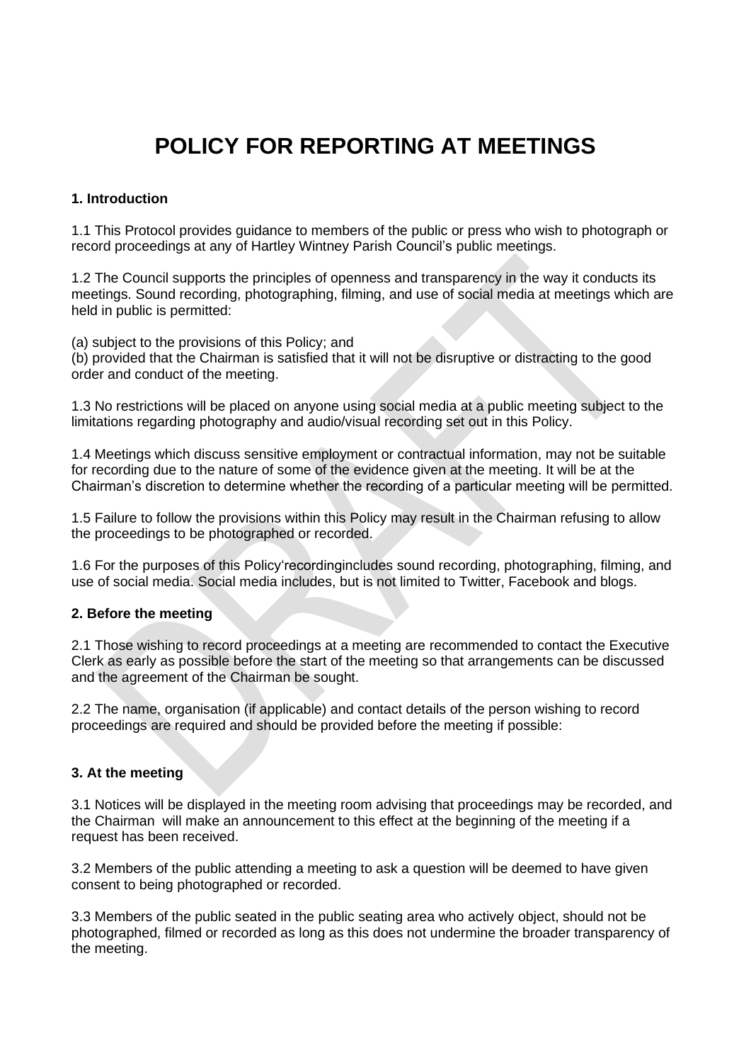# POLICY FOR REPORTING AT MEETINGS

**1. Introduction**

1.1 This Protocol provides guidance to members of the public or press who wish to photograph or record proceedings at any of Hartley Wintney Parish Council's public meetings.

1.2 The Council supports the principles of openness and transparency in the way it conducts its meetings. Sound recording, photographing, filming, and use of social media at meetings which are held in public is permitted:

(a) subject to the provisions of this Policy; and
(b) provided that the Chairman is satisfied that it will not be disruptive or distracting to the good order and conduct of the meeting.

1.3 No restrictions will be placed on anyone using social media at a public meeting subject to the limitations regarding photography and audio/visual recording set out in this Policy.

1.4 Meetings which discuss sensitive employment or contractual information, may not be suitable for recording due to the nature of some of the evidence given at the meeting. It will be at the Chairman's discretion to determine whether the recording of a particular meeting will be permitted.

1.5 Failure to follow the provisions within this Policy may result in the Chairman refusing to allow the proceedings to be photographed or recorded.

1.6 For the purposes of this Policy'recordingincludes sound recording, photographing, filming, and use of social media. Social media includes, but is not limited to Twitter, Facebook and blogs.

**2. Before the meeting**

2.1 Those wishing to record proceedings at a meeting are recommended to contact the Executive Clerk as early as possible before the start of the meeting so that arrangements can be discussed and the agreement of the Chairman be sought.

2.2 The name, organisation (if applicable) and contact details of the person wishing to record proceedings are required and should be provided before the meeting if possible:

**3. At the meeting**

3.1 Notices will be displayed in the meeting room advising that proceedings may be recorded, and the Chairman will make an announcement to this effect at the beginning of the meeting if a request has been received.

3.2 Members of the public attending a meeting to ask a question will be deemed to have given consent to being photographed or recorded.

3.3 Members of the public seated in the public seating area who actively object, should not be photographed, filmed or recorded as long as this does not undermine the broader transparency of the meeting.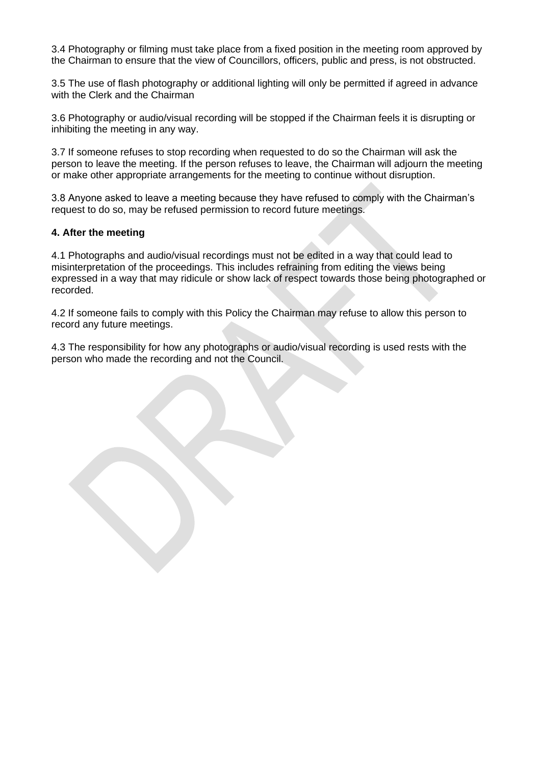3.4 Photography or filming must take place from a fixed position in the meeting room approved by the Chairman to ensure that the view of Councillors, officers, public and press, is not obstructed.

3.5 The use of flash photography or additional lighting will only be permitted if agreed in advance with the Clerk and the Chairman

3.6 Photography or audio/visual recording will be stopped if the Chairman feels it is disrupting or inhibiting the meeting in any way.

3.7 If someone refuses to stop recording when requested to do so the Chairman will ask the person to leave the meeting. If the person refuses to leave, the Chairman will adjourn the meeting or make other appropriate arrangements for the meeting to continue without disruption.

3.8 Anyone asked to leave a meeting because they have refused to comply with the Chairman's request to do so, may be refused permission to record future meetings.

**4. After the meeting**

4.1 Photographs and audio/visual recordings must not be edited in a way that could lead to misinterpretation of the proceedings. This includes refraining from editing the views being expressed in a way that may ridicule or show lack of respect towards those being photographed or recorded.

4.2 If someone fails to comply with this Policy the Chairman may refuse to allow this person to record any future meetings.

4.3 The responsibility for how any photographs or audio/visual recording is used rests with the person who made the recording and not the Council.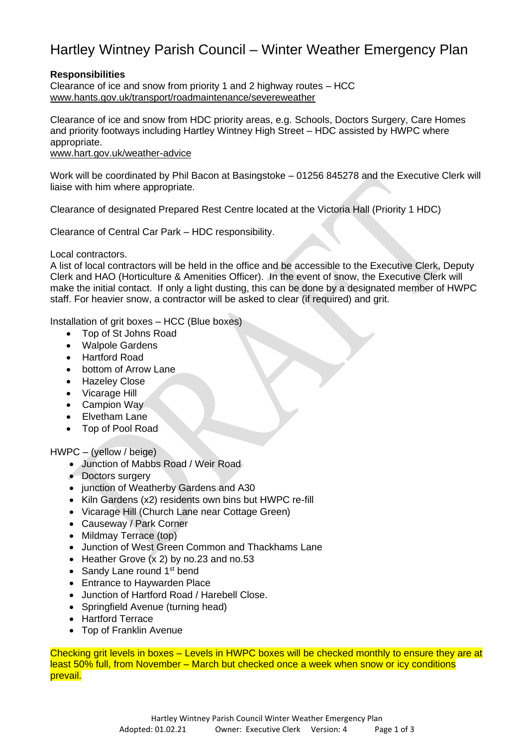# Hartley Wintney Parish Council – Winter Weather Emergency Plan

**Responsibilities**

Clearance of ice and snow from priority 1 and 2 highway routes – HCC
www.hants.gov.uk/transport/roadmaintenance/severeweather

Clearance of ice and snow from HDC priority areas, e.g. Schools, Doctors Surgery, Care Homes and priority footways including Hartley Wintney High Street – HDC assisted by HWPC where appropriate.
www.hart.gov.uk/weather-advice

Work will be coordinated by Phil Bacon at Basingstoke – 01256 845278 and the Executive Clerk will liaise with him where appropriate.

Clearance of designated Prepared Rest Centre located at the Victoria Hall (Priority 1 HDC)

Clearance of Central Car Park – HDC responsibility.

Local contractors.
A list of local contractors will be held in the office and be accessible to the Executive Clerk, Deputy Clerk and HAO (Horticulture & Amenities Officer). In the event of snow, the Executive Clerk will make the initial contact. If only a light dusting, this can be done by a designated member of HWPC staff. For heavier snow, a contractor will be asked to clear (if required) and grit.

Installation of grit boxes – HCC (Blue boxes)

- Top of St Johns Road
- Walpole Gardens
- Hartford Road
- bottom of Arrow Lane
- Hazeley Close
- Vicarage Hill
- Campion Way
- Elvetham Lane
- Top of Pool Road

HWPC – (yellow / beige)

- Junction of Mabbs Road / Weir Road
- Doctors surgery
- junction of Weatherby Gardens and A30
- Kiln Gardens (x2) residents own bins but HWPC re-fill
- Vicarage Hill (Church Lane near Cottage Green)
- Causeway / Park Corner
- Mildmay Terrace (top)
- Junction of West Green Common and Thackhams Lane
- Heather Grove (x 2) by no.23 and no.53
- Sandy Lane round 1st bend
- Entrance to Haywarden Place
- Junction of Hartford Road / Harebell Close.
- Springfield Avenue (turning head)
- Hartford Terrace
- Top of Franklin Avenue

Checking grit levels in boxes – Levels in HWPC boxes will be checked monthly to ensure they are at least 50% full, from November – March but checked once a week when snow or icy conditions prevail.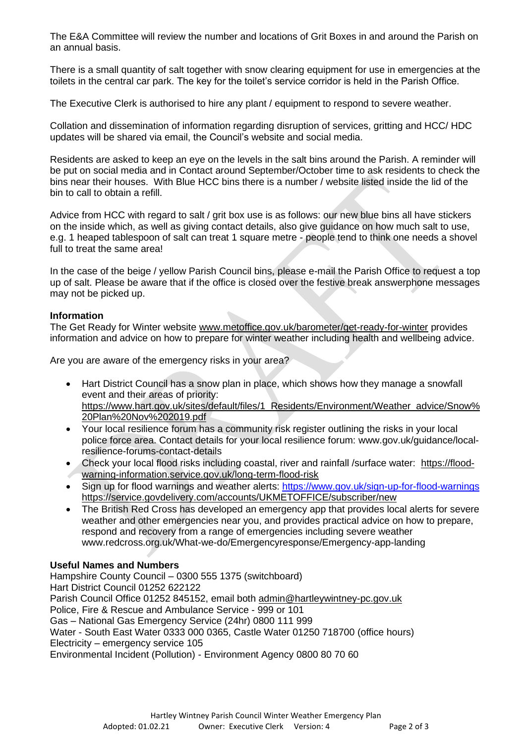The E&A Committee will review the number and locations of Grit Boxes in and around the Parish on an annual basis.

There is a small quantity of salt together with snow clearing equipment for use in emergencies at the toilets in the central car park. The key for the toilet's service corridor is held in the Parish Office.

The Executive Clerk is authorised to hire any plant / equipment to respond to severe weather.

Collation and dissemination of information regarding disruption of services, gritting and HCC/ HDC updates will be shared via email, the Council's website and social media.

Residents are asked to keep an eye on the levels in the salt bins around the Parish. A reminder will be put on social media and in Contact around September/October time to ask residents to check the bins near their houses. With Blue HCC bins there is a number / website listed inside the lid of the bin to call to obtain a refill.

Advice from HCC with regard to salt / grit box use is as follows: our new blue bins all have stickers on the inside which, as well as giving contact details, also give guidance on how much salt to use, e.g. 1 heaped tablespoon of salt can treat 1 square metre - people tend to think one needs a shovel full to treat the same area!

In the case of the beige / yellow Parish Council bins, please e-mail the Parish Office to request a top up of salt. Please be aware that if the office is closed over the festive break answerphone messages may not be picked up.

**Information**

The Get Ready for Winter website www.metoffice.gov.uk/barometer/get-ready-for-winter provides information and advice on how to prepare for winter weather including health and wellbeing advice.

Are you are aware of the emergency risks in your area?

- Hart District Council has a snow plan in place, which shows how they manage a snowfall event and their areas of priority: https://www.hart.gov.uk/sites/default/files/1_Residents/Environment/Weather_advice/Snow%20Plan%20Nov%202019.pdf
- Your local resilience forum has a community risk register outlining the risks in your local police force area. Contact details for your local resilience forum: www.gov.uk/guidance/local-resilience-forums-contact-details
- Check your local flood risks including coastal, river and rainfall /surface water: https://flood-warning-information.service.gov.uk/long-term-flood-risk
- Sign up for flood warnings and weather alerts: https://www.gov.uk/sign-up-for-flood-warnings https://service.govdelivery.com/accounts/UKMETOFFICE/subscriber/new
- The British Red Cross has developed an emergency app that provides local alerts for severe weather and other emergencies near you, and provides practical advice on how to prepare, respond and recovery from a range of emergencies including severe weather www.redcross.org.uk/What-we-do/Emergencyresponse/Emergency-app-landing

**Useful Names and Numbers**

Hampshire County Council – 0300 555 1375 (switchboard)
Hart District Council 01252 622122
Parish Council Office 01252 845152, email both admin@hartleywintney-pc.gov.uk
Police, Fire & Rescue and Ambulance Service - 999 or 101
Gas – National Gas Emergency Service (24hr) 0800 111 999
Water - South East Water 0333 000 0365, Castle Water 01250 718700 (office hours)
Electricity – emergency service 105
Environmental Incident (Pollution) - Environment Agency 0800 80 70 60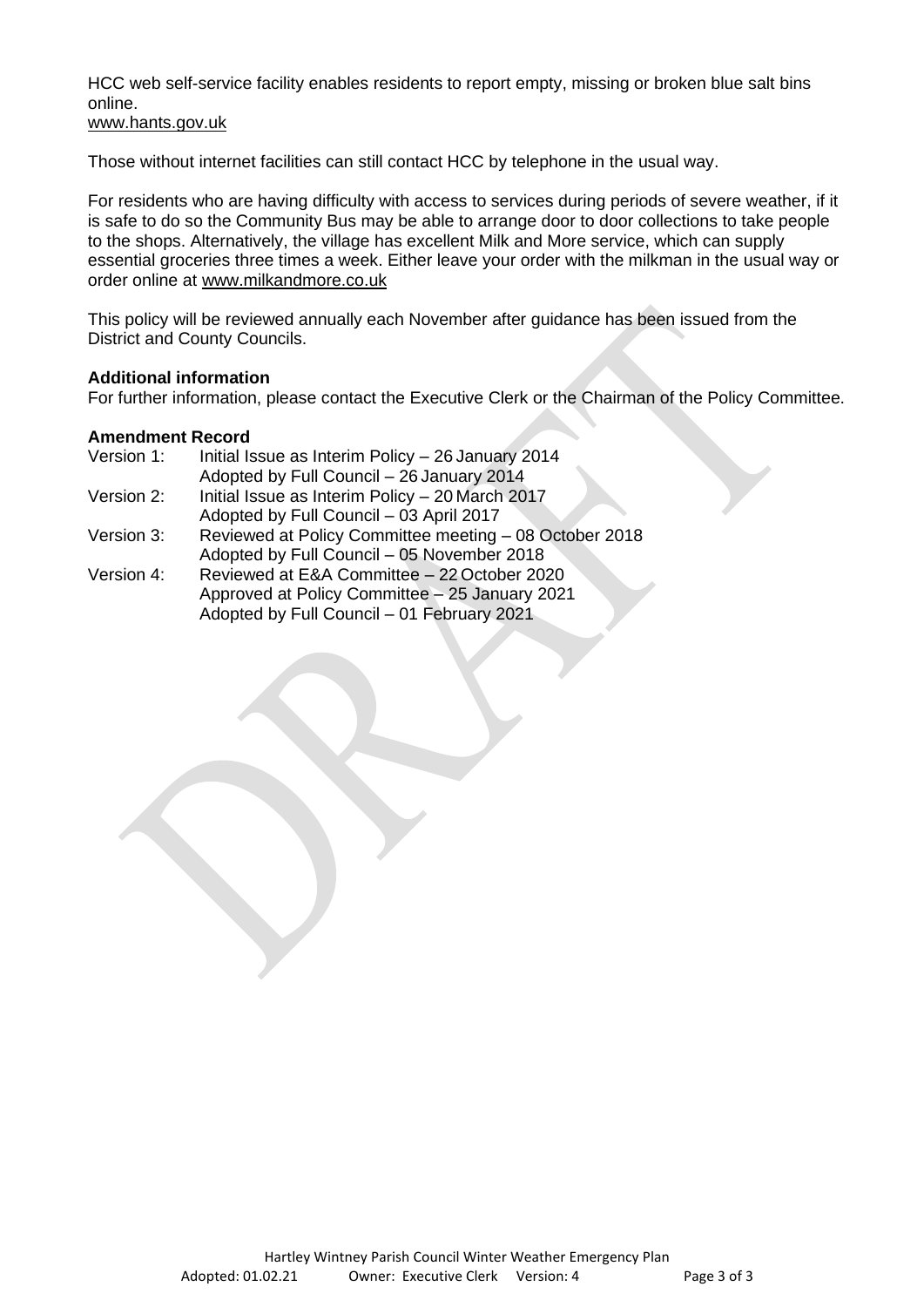HCC web self-service facility enables residents to report empty, missing or broken blue salt bins online.
www.hants.gov.uk

Those without internet facilities can still contact HCC by telephone in the usual way.

For residents who are having difficulty with access to services during periods of severe weather, if it is safe to do so the Community Bus may be able to arrange door to door collections to take people to the shops. Alternatively, the village has excellent Milk and More service, which can supply essential groceries three times a week. Either leave your order with the milkman in the usual way or order online at www.milkandmore.co.uk

This policy will be reviewed annually each November after guidance has been issued from the District and County Councils.

**Additional information**
For further information, please contact the Executive Clerk or the Chairman of the Policy Committee.

**Amendment Record**

| | |
|---|---|
| Version 1: | Initial Issue as Interim Policy – 26 January 2014 |
| | Adopted by Full Council – 26 January 2014 |
| Version 2: | Initial Issue as Interim Policy – 20 March 2017 |
| | Adopted by Full Council – 03 April 2017 |
| Version 3: | Reviewed at Policy Committee meeting – 08 October 2018 |
| | Adopted by Full Council – 05 November 2018 |
| Version 4: | Reviewed at E&A Committee – 22 October 2020 |
| | Approved at Policy Committee – 25 January 2021 |
| | Adopted by Full Council – 01 February 2021 |